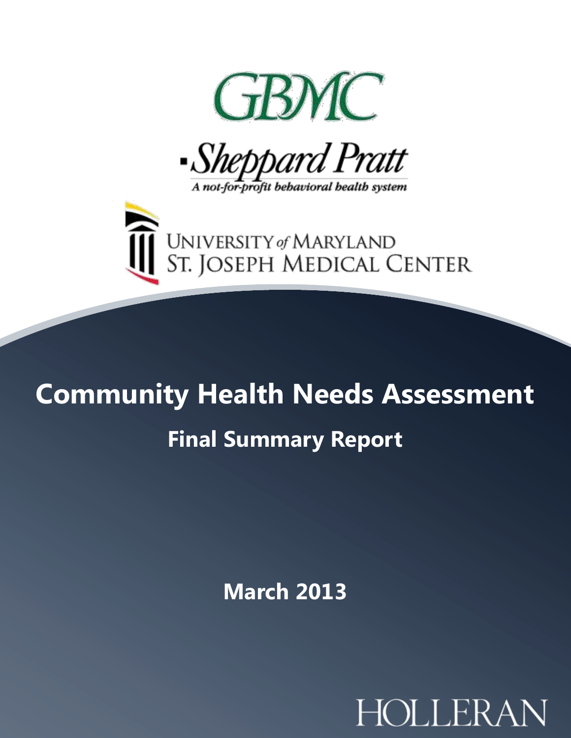GBMC

Sheppard Pratt

A not-for-profit behavioral health system

UNIVERSITY of MARYLAND
ST. JOSEPH MEDICAL CENTER

# Community Health Needs Assessment

## Final Summary Report

**March 2013**

HOLLERAN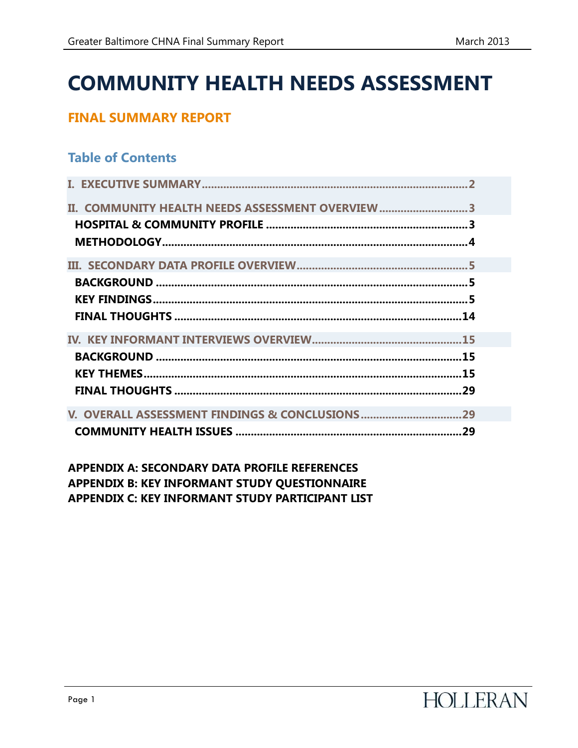# COMMUNITY HEALTH NEEDS ASSESSMENT

## FINAL SUMMARY REPORT

### Table of Contents

**I. EXECUTIVE SUMMARY** .......... 2

**II. COMMUNITY HEALTH NEEDS ASSESSMENT OVERVIEW** .......... 3
- **HOSPITAL & COMMUNITY PROFILE** .......... 3
- **METHODOLOGY** .......... 4

**III. SECONDARY DATA PROFILE OVERVIEW** .......... 5
- **BACKGROUND** .......... 5
- **KEY FINDINGS** .......... 5
- **FINAL THOUGHTS** .......... 14

**IV. KEY INFORMANT INTERVIEWS OVERVIEW** .......... 15
- **BACKGROUND** .......... 15
- **KEY THEMES** .......... 15
- **FINAL THOUGHTS** .......... 29

**V. OVERALL ASSESSMENT FINDINGS & CONCLUSIONS** .......... 29
- **COMMUNITY HEALTH ISSUES** .......... 29

**APPENDIX A: SECONDARY DATA PROFILE REFERENCES**
**APPENDIX B: KEY INFORMANT STUDY QUESTIONNAIRE**
**APPENDIX C: KEY INFORMANT STUDY PARTICIPANT LIST**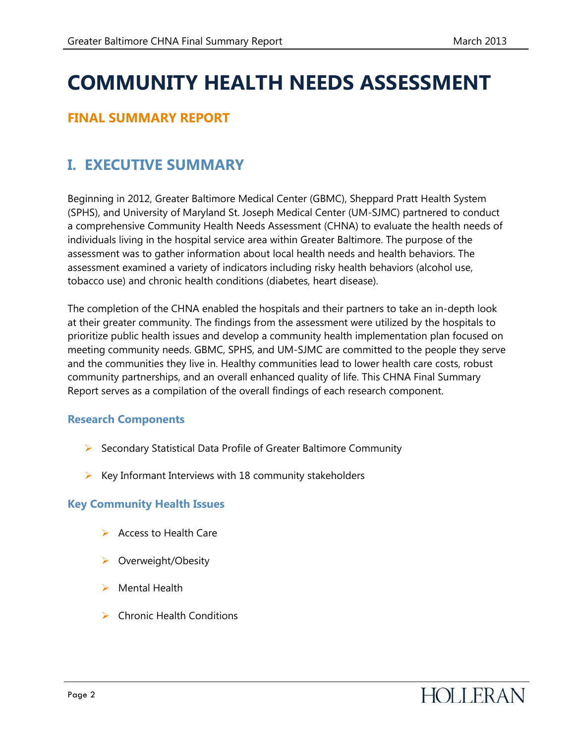# COMMUNITY HEALTH NEEDS ASSESSMENT

## FINAL SUMMARY REPORT

## I. EXECUTIVE SUMMARY

Beginning in 2012, Greater Baltimore Medical Center (GBMC), Sheppard Pratt Health System (SPHS), and University of Maryland St. Joseph Medical Center (UM-SJMC) partnered to conduct a comprehensive Community Health Needs Assessment (CHNA) to evaluate the health needs of individuals living in the hospital service area within Greater Baltimore. The purpose of the assessment was to gather information about local health needs and health behaviors. The assessment examined a variety of indicators including risky health behaviors (alcohol use, tobacco use) and chronic health conditions (diabetes, heart disease).

The completion of the CHNA enabled the hospitals and their partners to take an in-depth look at their greater community. The findings from the assessment were utilized by the hospitals to prioritize public health issues and develop a community health implementation plan focused on meeting community needs. GBMC, SPHS, and UM-SJMC are committed to the people they serve and the communities they live in. Healthy communities lead to lower health care costs, robust community partnerships, and an overall enhanced quality of life. This CHNA Final Summary Report serves as a compilation of the overall findings of each research component.

### Research Components

- Secondary Statistical Data Profile of Greater Baltimore Community
- Key Informant Interviews with 18 community stakeholders

### Key Community Health Issues

- Access to Health Care
- Overweight/Obesity
- Mental Health
- Chronic Health Conditions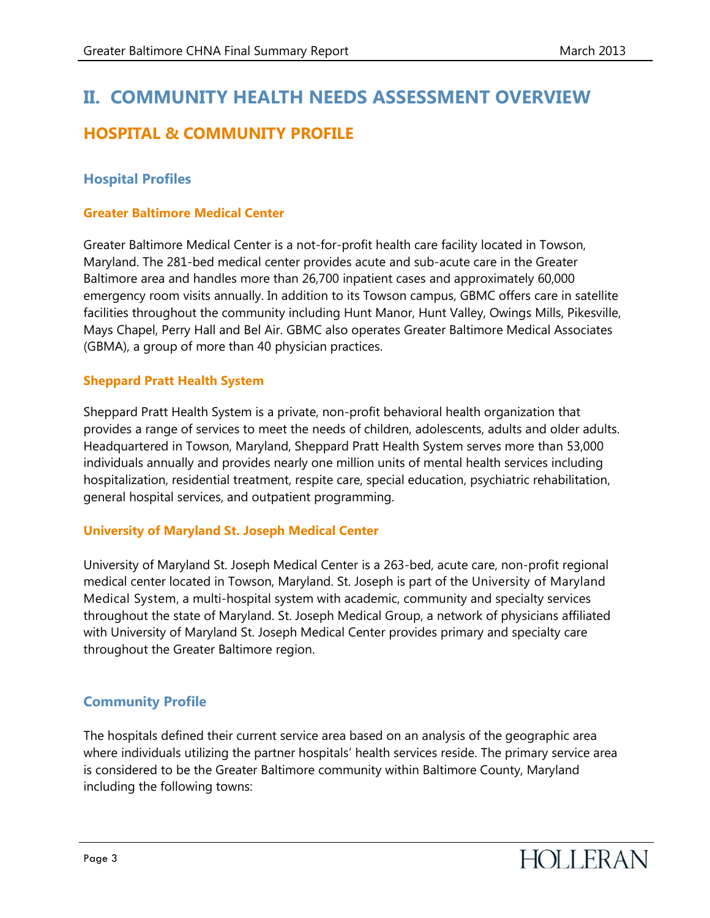# II. COMMUNITY HEALTH NEEDS ASSESSMENT OVERVIEW

## HOSPITAL & COMMUNITY PROFILE

### Hospital Profiles

#### Greater Baltimore Medical Center

Greater Baltimore Medical Center is a not-for-profit health care facility located in Towson, Maryland. The 281-bed medical center provides acute and sub-acute care in the Greater Baltimore area and handles more than 26,700 inpatient cases and approximately 60,000 emergency room visits annually. In addition to its Towson campus, GBMC offers care in satellite facilities throughout the community including Hunt Manor, Hunt Valley, Owings Mills, Pikesville, Mays Chapel, Perry Hall and Bel Air. GBMC also operates Greater Baltimore Medical Associates (GBMA), a group of more than 40 physician practices.

#### Sheppard Pratt Health System

Sheppard Pratt Health System is a private, non-profit behavioral health organization that provides a range of services to meet the needs of children, adolescents, adults and older adults. Headquartered in Towson, Maryland, Sheppard Pratt Health System serves more than 53,000 individuals annually and provides nearly one million units of mental health services including hospitalization, residential treatment, respite care, special education, psychiatric rehabilitation, general hospital services, and outpatient programming.

#### University of Maryland St. Joseph Medical Center

University of Maryland St. Joseph Medical Center is a 263-bed, acute care, non-profit regional medical center located in Towson, Maryland. St. Joseph is part of the University of Maryland Medical System, a multi-hospital system with academic, community and specialty services throughout the state of Maryland. St. Joseph Medical Group, a network of physicians affiliated with University of Maryland St. Joseph Medical Center provides primary and specialty care throughout the Greater Baltimore region.

### Community Profile

The hospitals defined their current service area based on an analysis of the geographic area where individuals utilizing the partner hospitals' health services reside. The primary service area is considered to be the Greater Baltimore community within Baltimore County, Maryland including the following towns: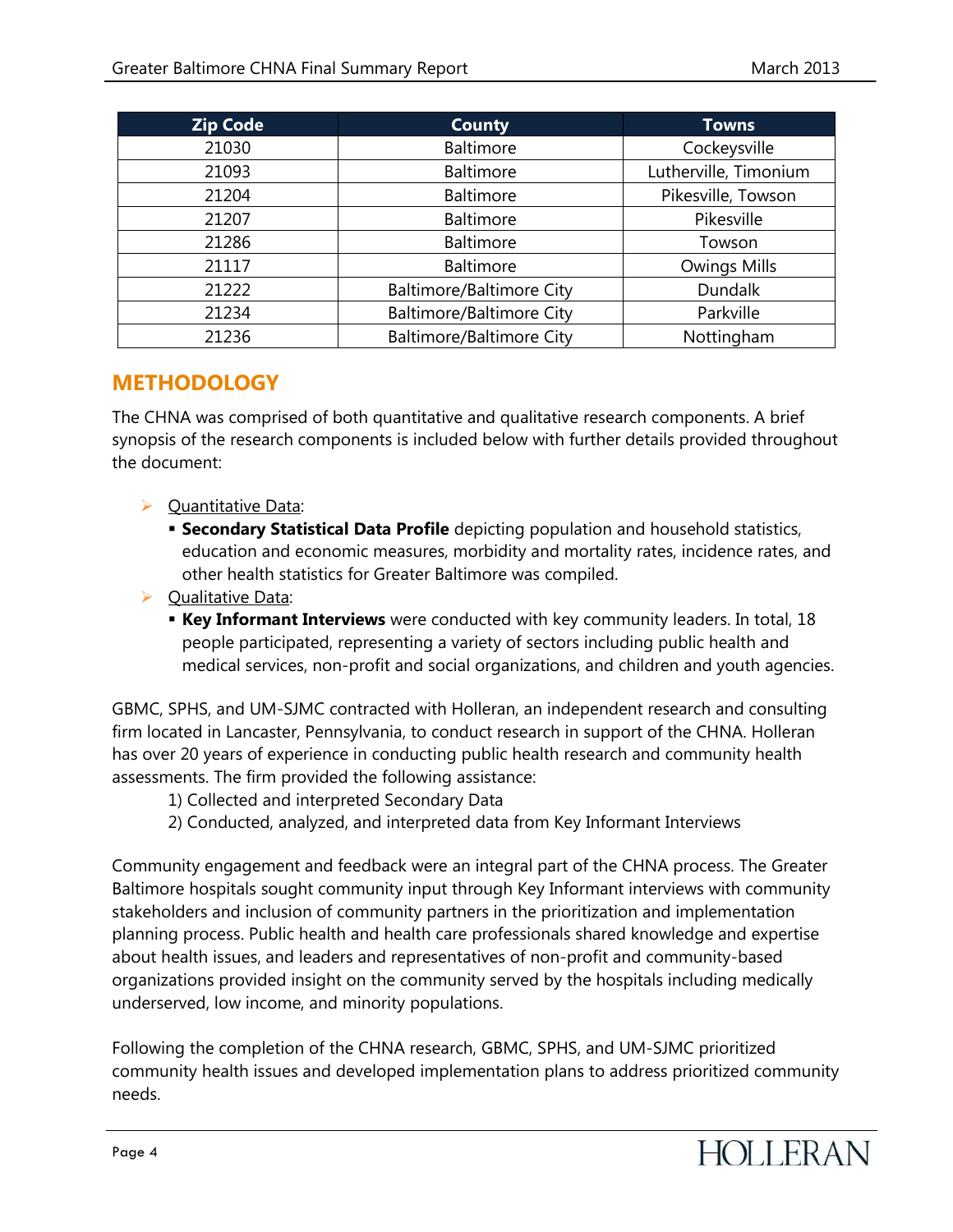| Zip Code | County | Towns |
| --- | --- | --- |
| 21030 | Baltimore | Cockeysville |
| 21093 | Baltimore | Lutherville, Timonium |
| 21204 | Baltimore | Pikesville, Towson |
| 21207 | Baltimore | Pikesville |
| 21286 | Baltimore | Towson |
| 21117 | Baltimore | Owings Mills |
| 21222 | Baltimore/Baltimore City | Dundalk |
| 21234 | Baltimore/Baltimore City | Parkville |
| 21236 | Baltimore/Baltimore City | Nottingham |

## METHODOLOGY

The CHNA was comprised of both quantitative and qualitative research components. A brief synopsis of the research components is included below with further details provided throughout the document:

- Quantitative Data:
  - **Secondary Statistical Data Profile** depicting population and household statistics, education and economic measures, morbidity and mortality rates, incidence rates, and other health statistics for Greater Baltimore was compiled.
- Qualitative Data:
  - **Key Informant Interviews** were conducted with key community leaders. In total, 18 people participated, representing a variety of sectors including public health and medical services, non-profit and social organizations, and children and youth agencies.

GBMC, SPHS, and UM-SJMC contracted with Holleran, an independent research and consulting firm located in Lancaster, Pennsylvania, to conduct research in support of the CHNA. Holleran has over 20 years of experience in conducting public health research and community health assessments. The firm provided the following assistance:

1) Collected and interpreted Secondary Data
2) Conducted, analyzed, and interpreted data from Key Informant Interviews

Community engagement and feedback were an integral part of the CHNA process. The Greater Baltimore hospitals sought community input through Key Informant interviews with community stakeholders and inclusion of community partners in the prioritization and implementation planning process. Public health and health care professionals shared knowledge and expertise about health issues, and leaders and representatives of non-profit and community-based organizations provided insight on the community served by the hospitals including medically underserved, low income, and minority populations.

Following the completion of the CHNA research, GBMC, SPHS, and UM-SJMC prioritized community health issues and developed implementation plans to address prioritized community needs.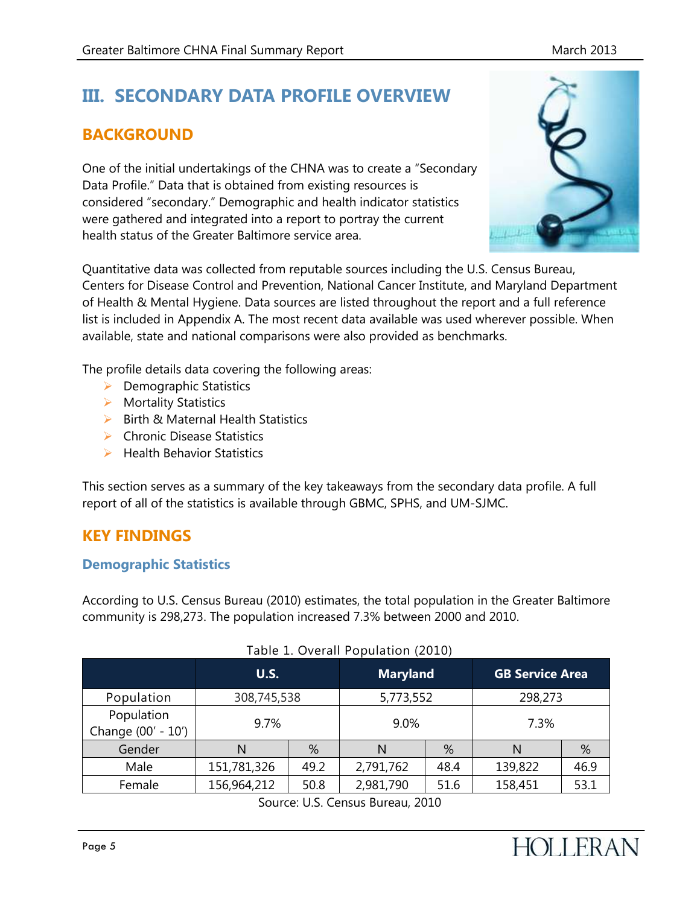# III. SECONDARY DATA PROFILE OVERVIEW

## BACKGROUND

One of the initial undertakings of the CHNA was to create a "Secondary Data Profile." Data that is obtained from existing resources is considered "secondary." Demographic and health indicator statistics were gathered and integrated into a report to portray the current health status of the Greater Baltimore service area.

Quantitative data was collected from reputable sources including the U.S. Census Bureau, Centers for Disease Control and Prevention, National Cancer Institute, and Maryland Department of Health & Mental Hygiene. Data sources are listed throughout the report and a full reference list is included in Appendix A. The most recent data available was used wherever possible. When available, state and national comparisons were also provided as benchmarks.

The profile details data covering the following areas:

- Demographic Statistics
- Mortality Statistics
- Birth & Maternal Health Statistics
- Chronic Disease Statistics
- Health Behavior Statistics

This section serves as a summary of the key takeaways from the secondary data profile. A full report of all of the statistics is available through GBMC, SPHS, and UM-SJMC.

## KEY FINDINGS

### Demographic Statistics

According to U.S. Census Bureau (2010) estimates, the total population in the Greater Baltimore community is 298,273. The population increased 7.3% between 2000 and 2010.

Table 1. Overall Population (2010)

| | U.S. | | Maryland | | GB Service Area | |
|---|---|---|---|---|---|---|
| Population | 308,745,538 | | 5,773,552 | | 298,273 | |
| Population Change (00' - 10') | 9.7% | | 9.0% | | 7.3% | |
| Gender | N | % | N | % | N | % |
| Male | 151,781,326 | 49.2 | 2,791,762 | 48.4 | 139,822 | 46.9 |
| Female | 156,964,212 | 50.8 | 2,981,790 | 51.6 | 158,451 | 53.1 |

Source: U.S. Census Bureau, 2010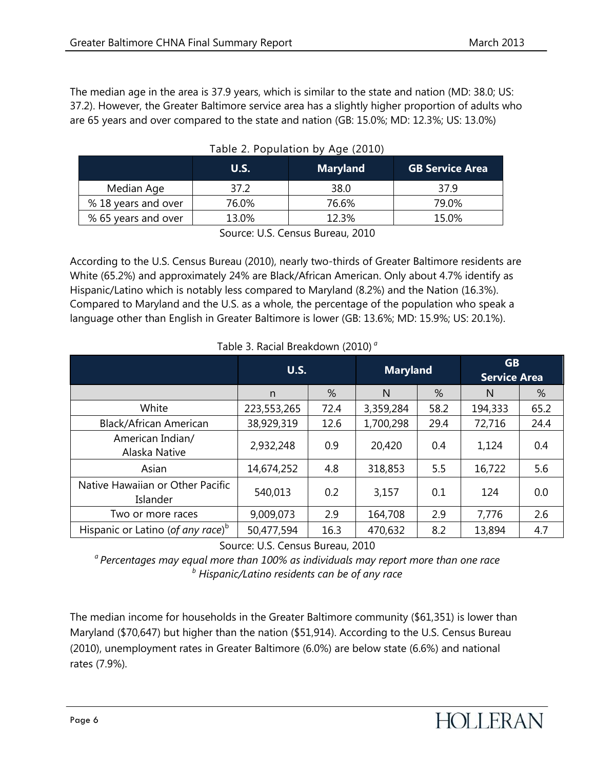The median age in the area is 37.9 years, which is similar to the state and nation (MD: 38.0; US: 37.2). However, the Greater Baltimore service area has a slightly higher proportion of adults who are 65 years and over compared to the state and nation (GB: 15.0%; MD: 12.3%; US: 13.0%)

Table 2. Population by Age (2010)

| | U.S. | Maryland | GB Service Area |
|---|---|---|---|
| Median Age | 37.2 | 38.0 | 37.9 |
| % 18 years and over | 76.0% | 76.6% | 79.0% |
| % 65 years and over | 13.0% | 12.3% | 15.0% |

Source: U.S. Census Bureau, 2010

According to the U.S. Census Bureau (2010), nearly two-thirds of Greater Baltimore residents are White (65.2%) and approximately 24% are Black/African American. Only about 4.7% identify as Hispanic/Latino which is notably less compared to Maryland (8.2%) and the Nation (16.3%). Compared to Maryland and the U.S. as a whole, the percentage of the population who speak a language other than English in Greater Baltimore is lower (GB: 13.6%; MD: 15.9%; US: 20.1%).

Table 3. Racial Breakdown (2010) [a]

| | U.S. | | Maryland | | GB Service Area | |
|---|---|---|---|---|---|---|
| | n | % | N | % | N | % |
| White | 223,553,265 | 72.4 | 3,359,284 | 58.2 | 194,333 | 65.2 |
| Black/African American | 38,929,319 | 12.6 | 1,700,298 | 29.4 | 72,716 | 24.4 |
| American Indian/ Alaska Native | 2,932,248 | 0.9 | 20,420 | 0.4 | 1,124 | 0.4 |
| Asian | 14,674,252 | 4.8 | 318,853 | 5.5 | 16,722 | 5.6 |
| Native Hawaiian or Other Pacific Islander | 540,013 | 0.2 | 3,157 | 0.1 | 124 | 0.0 |
| Two or more races | 9,009,073 | 2.9 | 164,708 | 2.9 | 7,776 | 2.6 |
| Hispanic or Latino (*of any race*)[b] | 50,477,594 | 16.3 | 470,632 | 8.2 | 13,894 | 4.7 |

Source: U.S. Census Bureau, 2010

[a] *Percentages may equal more than 100% as individuals may report more than one race*

[b] *Hispanic/Latino residents can be of any race*

The median income for households in the Greater Baltimore community ($61,351) is lower than Maryland ($70,647) but higher than the nation ($51,914). According to the U.S. Census Bureau (2010), unemployment rates in Greater Baltimore (6.0%) are below state (6.6%) and national rates (7.9%).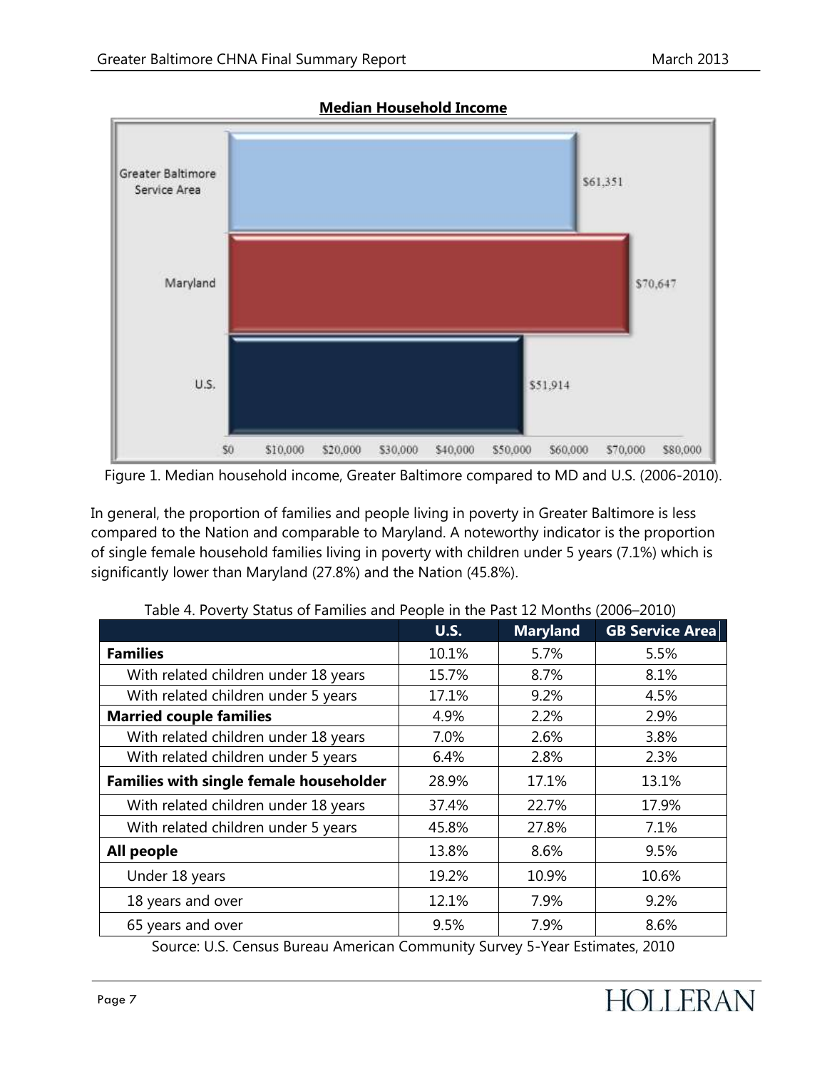**Median Household Income**

| | Median Household Income |
|---|---|
| Greater Baltimore Service Area | $61,351 |
| Maryland | $70,647 |
| U.S. | $51,914 |

Figure 1. Median household income, Greater Baltimore compared to MD and U.S. (2006-2010).

In general, the proportion of families and people living in poverty in Greater Baltimore is less compared to the Nation and comparable to Maryland. A noteworthy indicator is the proportion of single female household families living in poverty with children under 5 years (7.1%) which is significantly lower than Maryland (27.8%) and the Nation (45.8%).

Table 4. Poverty Status of Families and People in the Past 12 Months (2006–2010)

| | U.S. | Maryland | GB Service Area |
|---|---|---|---|
| **Families** | 10.1% | 5.7% | 5.5% |
| With related children under 18 years | 15.7% | 8.7% | 8.1% |
| With related children under 5 years | 17.1% | 9.2% | 4.5% |
| **Married couple families** | 4.9% | 2.2% | 2.9% |
| With related children under 18 years | 7.0% | 2.6% | 3.8% |
| With related children under 5 years | 6.4% | 2.8% | 2.3% |
| **Families with single female householder** | 28.9% | 17.1% | 13.1% |
| With related children under 18 years | 37.4% | 22.7% | 17.9% |
| With related children under 5 years | 45.8% | 27.8% | 7.1% |
| **All people** | 13.8% | 8.6% | 9.5% |
| Under 18 years | 19.2% | 10.9% | 10.6% |
| 18 years and over | 12.1% | 7.9% | 9.2% |
| 65 years and over | 9.5% | 7.9% | 8.6% |

Source: U.S. Census Bureau American Community Survey 5-Year Estimates, 2010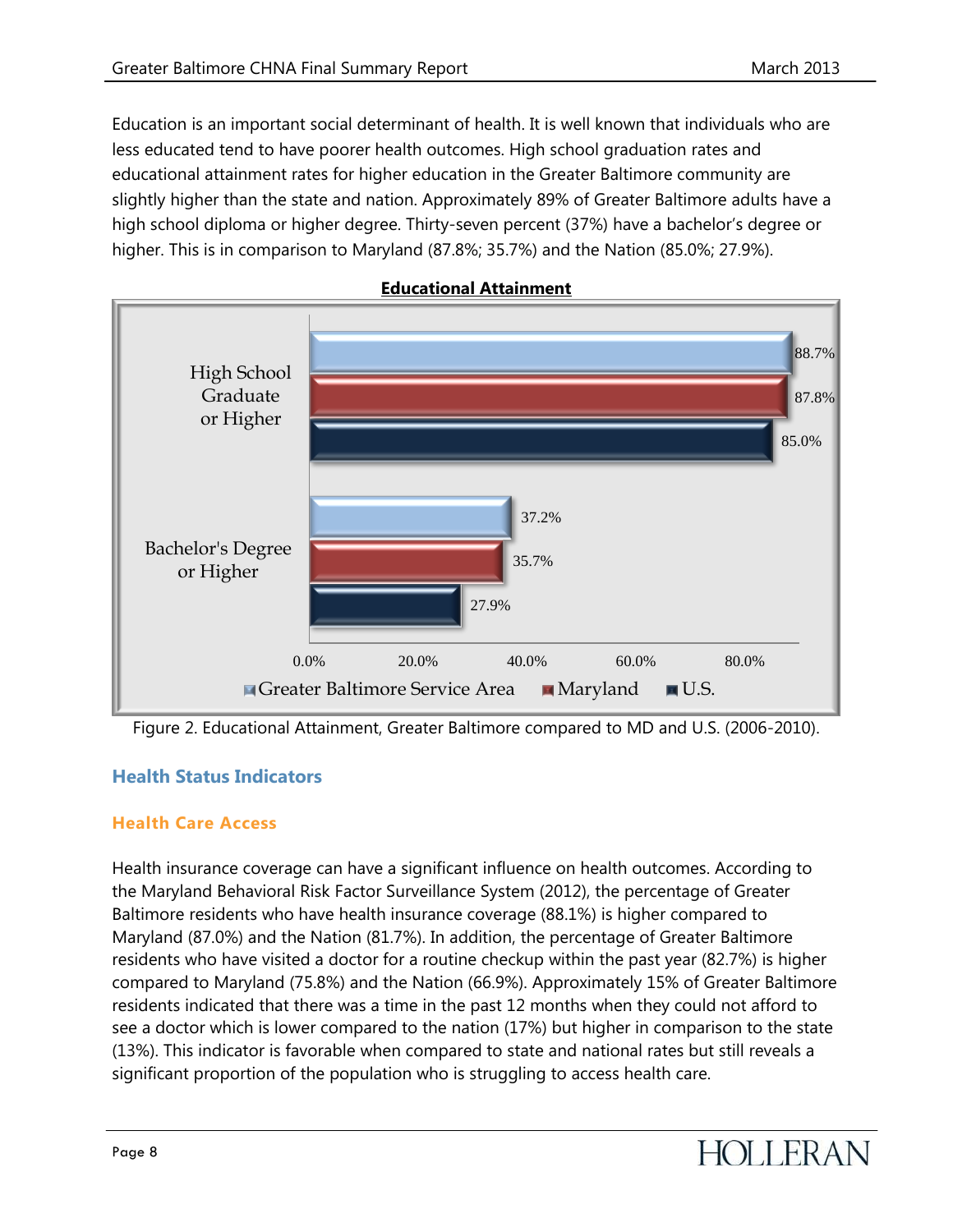Education is an important social determinant of health. It is well known that individuals who are less educated tend to have poorer health outcomes. High school graduation rates and educational attainment rates for higher education in the Greater Baltimore community are slightly higher than the state and nation. Approximately 89% of Greater Baltimore adults have a high school diploma or higher degree. Thirty-seven percent (37%) have a bachelor's degree or higher. This is in comparison to Maryland (87.8%; 35.7%) and the Nation (85.0%; 27.9%).

**Educational Attainment**

| | Greater Baltimore Service Area | Maryland | U.S. |
|---|---|---|---|
| High School Graduate or Higher | 88.7% | 87.8% | 85.0% |
| Bachelor's Degree or Higher | 37.2% | 35.7% | 27.9% |

Figure 2. Educational Attainment, Greater Baltimore compared to MD and U.S. (2006-2010).

## Health Status Indicators

### Health Care Access

Health insurance coverage can have a significant influence on health outcomes. According to the Maryland Behavioral Risk Factor Surveillance System (2012), the percentage of Greater Baltimore residents who have health insurance coverage (88.1%) is higher compared to Maryland (87.0%) and the Nation (81.7%). In addition, the percentage of Greater Baltimore residents who have visited a doctor for a routine checkup within the past year (82.7%) is higher compared to Maryland (75.8%) and the Nation (66.9%). Approximately 15% of Greater Baltimore residents indicated that there was a time in the past 12 months when they could not afford to see a doctor which is lower compared to the nation (17%) but higher in comparison to the state (13%). This indicator is favorable when compared to state and national rates but still reveals a significant proportion of the population who is struggling to access health care.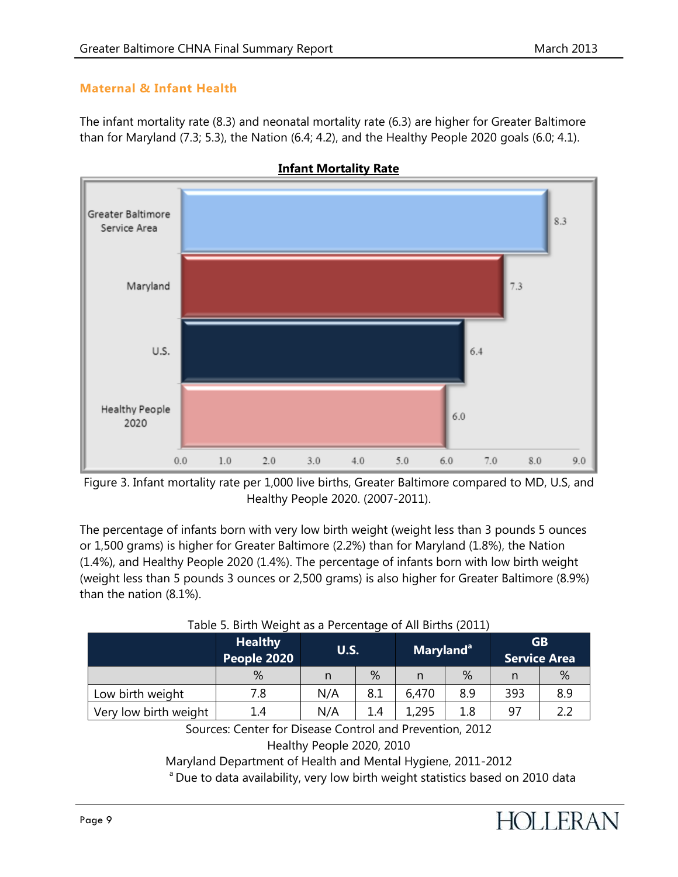## Maternal & Infant Health

The infant mortality rate (8.3) and neonatal mortality rate (6.3) are higher for Greater Baltimore than for Maryland (7.3; 5.3), the Nation (6.4; 4.2), and the Healthy People 2020 goals (6.0; 4.1).

**Infant Mortality Rate**

| | Infant Mortality Rate |
|---|---|
| Greater Baltimore Service Area | 8.3 |
| Maryland | 7.3 |
| U.S. | 6.4 |
| Healthy People 2020 | 6.0 |

Figure 3. Infant mortality rate per 1,000 live births, Greater Baltimore compared to MD, U.S, and Healthy People 2020. (2007-2011).

The percentage of infants born with very low birth weight (weight less than 3 pounds 5 ounces or 1,500 grams) is higher for Greater Baltimore (2.2%) than for Maryland (1.8%), the Nation (1.4%), and Healthy People 2020 (1.4%). The percentage of infants born with low birth weight (weight less than 5 pounds 3 ounces or 2,500 grams) is also higher for Greater Baltimore (8.9%) than the nation (8.1%).

Table 5. Birth Weight as a Percentage of All Births (2011)

| | Healthy People 2020 | U.S. | | Maryland[a] | | GB Service Area | |
|---|---|---|---|---|---|---|---|
| | % | n | % | n | % | n | % |
| Low birth weight | 7.8 | N/A | 8.1 | 6,470 | 8.9 | 393 | 8.9 |
| Very low birth weight | 1.4 | N/A | 1.4 | 1,295 | 1.8 | 97 | 2.2 |

Sources: Center for Disease Control and Prevention, 2012
Healthy People 2020, 2010
Maryland Department of Health and Mental Hygiene, 2011-2012
[a] Due to data availability, very low birth weight statistics based on 2010 data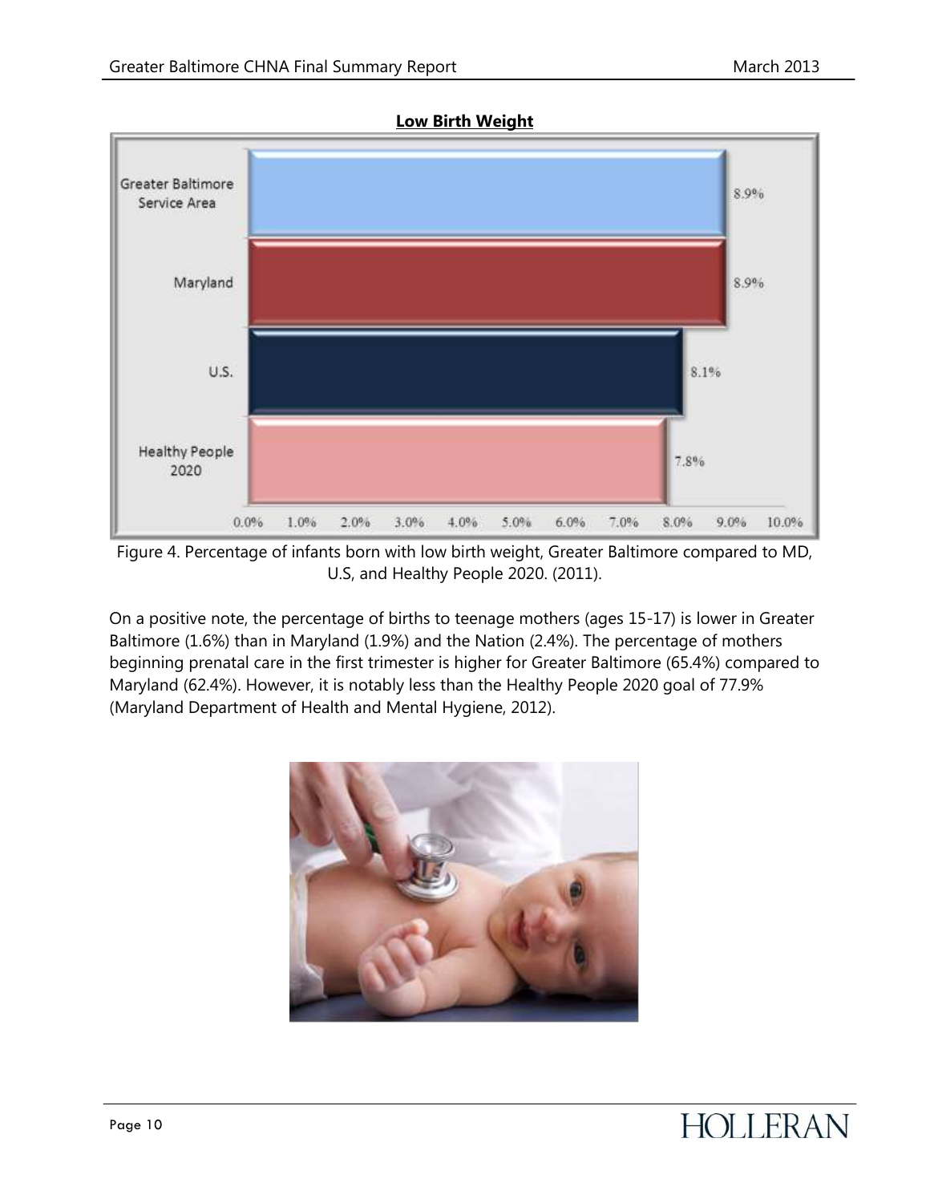**Low Birth Weight**

| | Percentage |
|---|---|
| Greater Baltimore Service Area | 8.9% |
| Maryland | 8.9% |
| U.S. | 8.1% |
| Healthy People 2020 | 7.8% |

Figure 4. Percentage of infants born with low birth weight, Greater Baltimore compared to MD, U.S, and Healthy People 2020. (2011).

On a positive note, the percentage of births to teenage mothers (ages 15-17) is lower in Greater Baltimore (1.6%) than in Maryland (1.9%) and the Nation (2.4%). The percentage of mothers beginning prenatal care in the first trimester is higher for Greater Baltimore (65.4%) compared to Maryland (62.4%). However, it is notably less than the Healthy People 2020 goal of 77.9% (Maryland Department of Health and Mental Hygiene, 2012).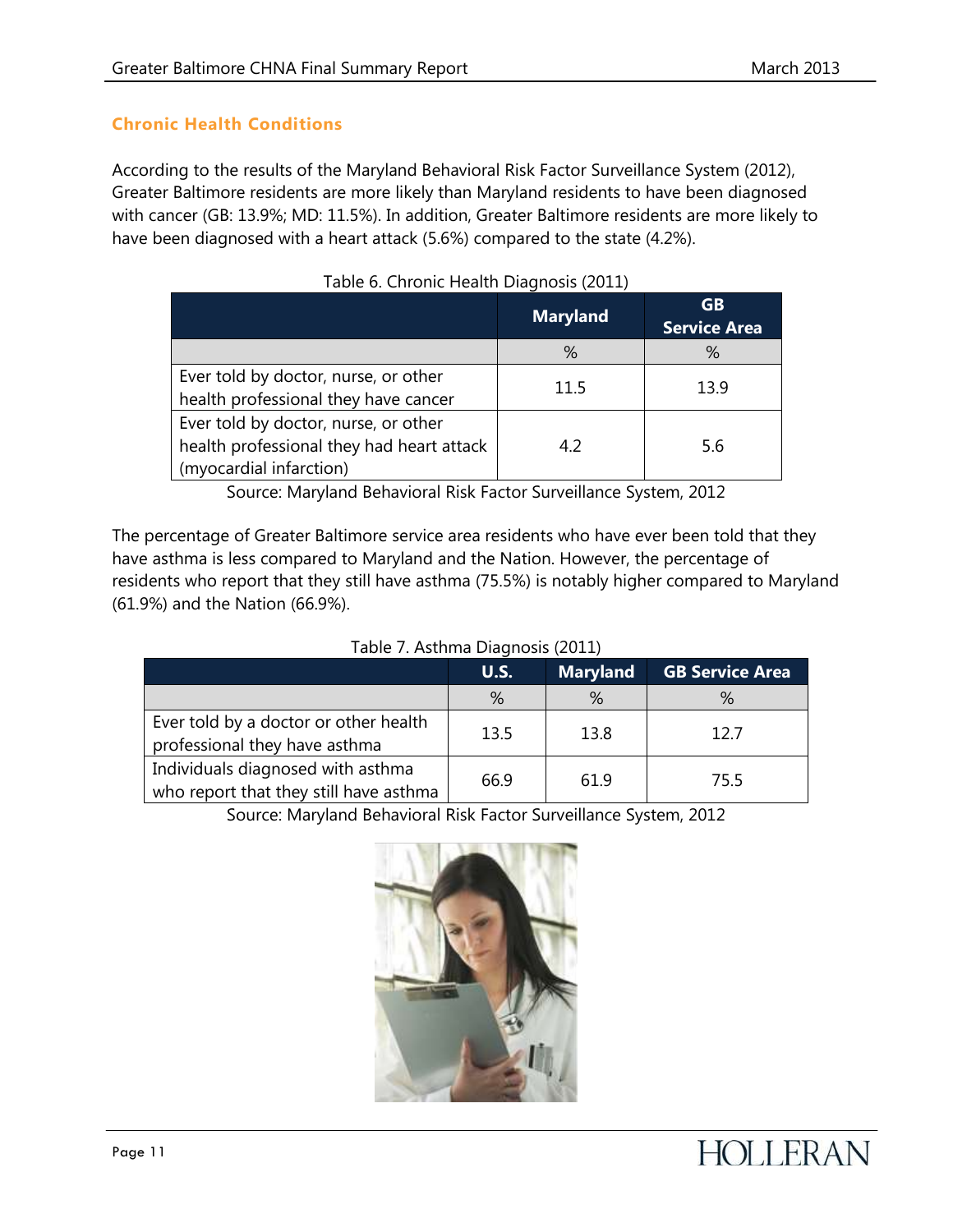## Chronic Health Conditions

According to the results of the Maryland Behavioral Risk Factor Surveillance System (2012), Greater Baltimore residents are more likely than Maryland residents to have been diagnosed with cancer (GB: 13.9%; MD: 11.5%). In addition, Greater Baltimore residents are more likely to have been diagnosed with a heart attack (5.6%) compared to the state (4.2%).

Table 6. Chronic Health Diagnosis (2011)

| | Maryland | GB Service Area |
|---|---|---|
| | % | % |
| Ever told by doctor, nurse, or other health professional they have cancer | 11.5 | 13.9 |
| Ever told by doctor, nurse, or other health professional they had heart attack (myocardial infarction) | 4.2 | 5.6 |

Source: Maryland Behavioral Risk Factor Surveillance System, 2012

The percentage of Greater Baltimore service area residents who have ever been told that they have asthma is less compared to Maryland and the Nation. However, the percentage of residents who report that they still have asthma (75.5%) is notably higher compared to Maryland (61.9%) and the Nation (66.9%).

Table 7. Asthma Diagnosis (2011)

| | U.S. | Maryland | GB Service Area |
|---|---|---|---|
| | % | % | % |
| Ever told by a doctor or other health professional they have asthma | 13.5 | 13.8 | 12.7 |
| Individuals diagnosed with asthma who report that they still have asthma | 66.9 | 61.9 | 75.5 |

Source: Maryland Behavioral Risk Factor Surveillance System, 2012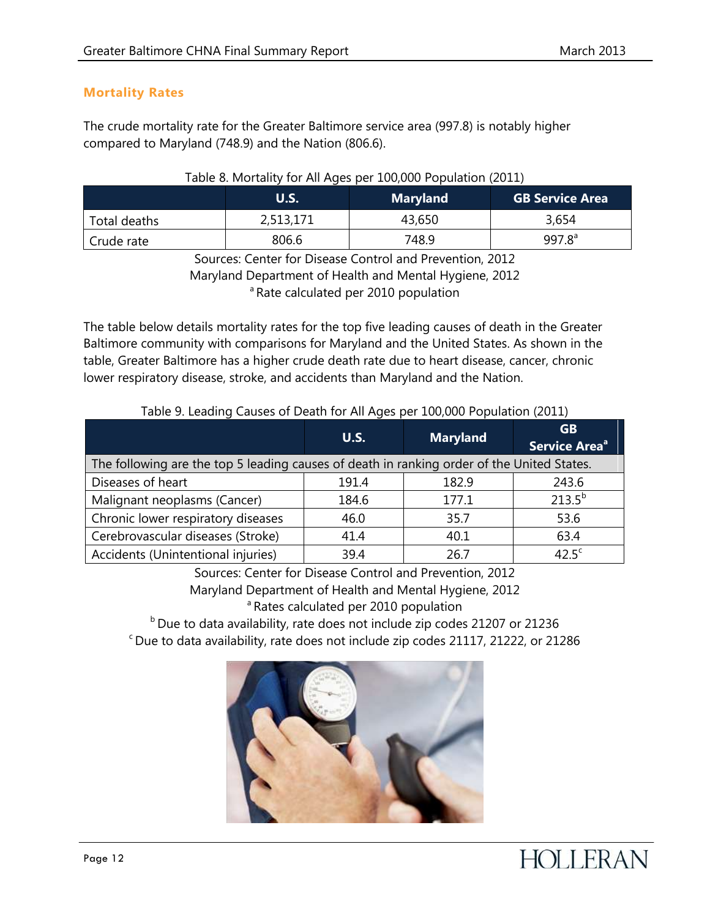## Mortality Rates

The crude mortality rate for the Greater Baltimore service area (997.8) is notably higher compared to Maryland (748.9) and the Nation (806.6).

Table 8. Mortality for All Ages per 100,000 Population (2011)

| | U.S. | Maryland | GB Service Area |
|---|---|---|---|
| Total deaths | 2,513,171 | 43,650 | 3,654 |
| Crude rate | 806.6 | 748.9 | 997.8[a] |

Sources: Center for Disease Control and Prevention, 2012
Maryland Department of Health and Mental Hygiene, 2012
[a] Rate calculated per 2010 population

The table below details mortality rates for the top five leading causes of death in the Greater Baltimore community with comparisons for Maryland and the United States. As shown in the table, Greater Baltimore has a higher crude death rate due to heart disease, cancer, chronic lower respiratory disease, stroke, and accidents than Maryland and the Nation.

Table 9. Leading Causes of Death for All Ages per 100,000 Population (2011)

| | U.S. | Maryland | GB Service Area[a] |
|---|---|---|---|
| The following are the top 5 leading causes of death in ranking order of the United States. | | | |
| Diseases of heart | 191.4 | 182.9 | 243.6 |
| Malignant neoplasms (Cancer) | 184.6 | 177.1 | 213.5[b] |
| Chronic lower respiratory diseases | 46.0 | 35.7 | 53.6 |
| Cerebrovascular diseases (Stroke) | 41.4 | 40.1 | 63.4 |
| Accidents (Unintentional injuries) | 39.4 | 26.7 | 42.5[c] |

Sources: Center for Disease Control and Prevention, 2012
Maryland Department of Health and Mental Hygiene, 2012
[a] Rates calculated per 2010 population
[b] Due to data availability, rate does not include zip codes 21207 or 21236
[c] Due to data availability, rate does not include zip codes 21117, 21222, or 21286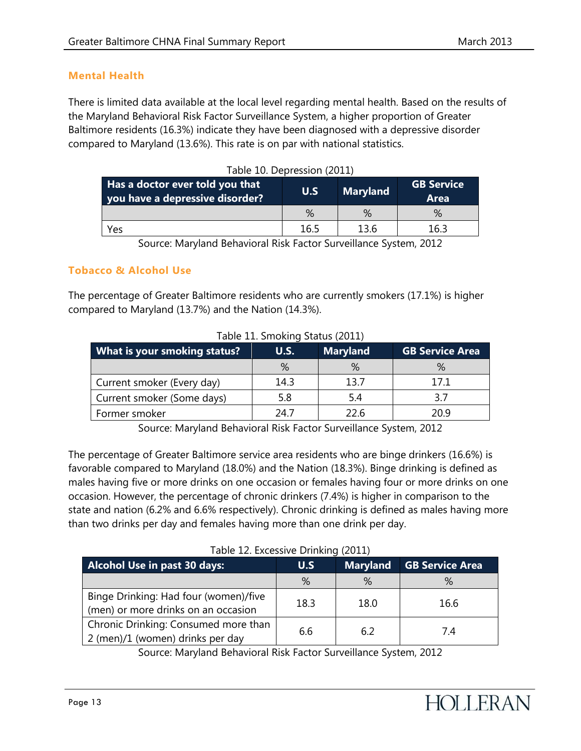## Mental Health

There is limited data available at the local level regarding mental health. Based on the results of the Maryland Behavioral Risk Factor Surveillance System, a higher proportion of Greater Baltimore residents (16.3%) indicate they have been diagnosed with a depressive disorder compared to Maryland (13.6%). This rate is on par with national statistics.

Table 10. Depression (2011)

| Has a doctor ever told you that you have a depressive disorder? | U.S | Maryland | GB Service Area |
|---|---|---|---|
| | % | % | % |
| Yes | 16.5 | 13.6 | 16.3 |

Source: Maryland Behavioral Risk Factor Surveillance System, 2012

## Tobacco & Alcohol Use

The percentage of Greater Baltimore residents who are currently smokers (17.1%) is higher compared to Maryland (13.7%) and the Nation (14.3%).

Table 11. Smoking Status (2011)

| What is your smoking status? | U.S. | Maryland | GB Service Area |
|---|---|---|---|
| | % | % | % |
| Current smoker (Every day) | 14.3 | 13.7 | 17.1 |
| Current smoker (Some days) | 5.8 | 5.4 | 3.7 |
| Former smoker | 24.7 | 22.6 | 20.9 |

Source: Maryland Behavioral Risk Factor Surveillance System, 2012

The percentage of Greater Baltimore service area residents who are binge drinkers (16.6%) is favorable compared to Maryland (18.0%) and the Nation (18.3%). Binge drinking is defined as males having five or more drinks on one occasion or females having four or more drinks on one occasion. However, the percentage of chronic drinkers (7.4%) is higher in comparison to the state and nation (6.2% and 6.6% respectively). Chronic drinking is defined as males having more than two drinks per day and females having more than one drink per day.

Table 12. Excessive Drinking (2011)

| Alcohol Use in past 30 days: | U.S | Maryland | GB Service Area |
|---|---|---|---|
| | % | % | % |
| Binge Drinking: Had four (women)/five (men) or more drinks on an occasion | 18.3 | 18.0 | 16.6 |
| Chronic Drinking: Consumed more than 2 (men)/1 (women) drinks per day | 6.6 | 6.2 | 7.4 |

Source: Maryland Behavioral Risk Factor Surveillance System, 2012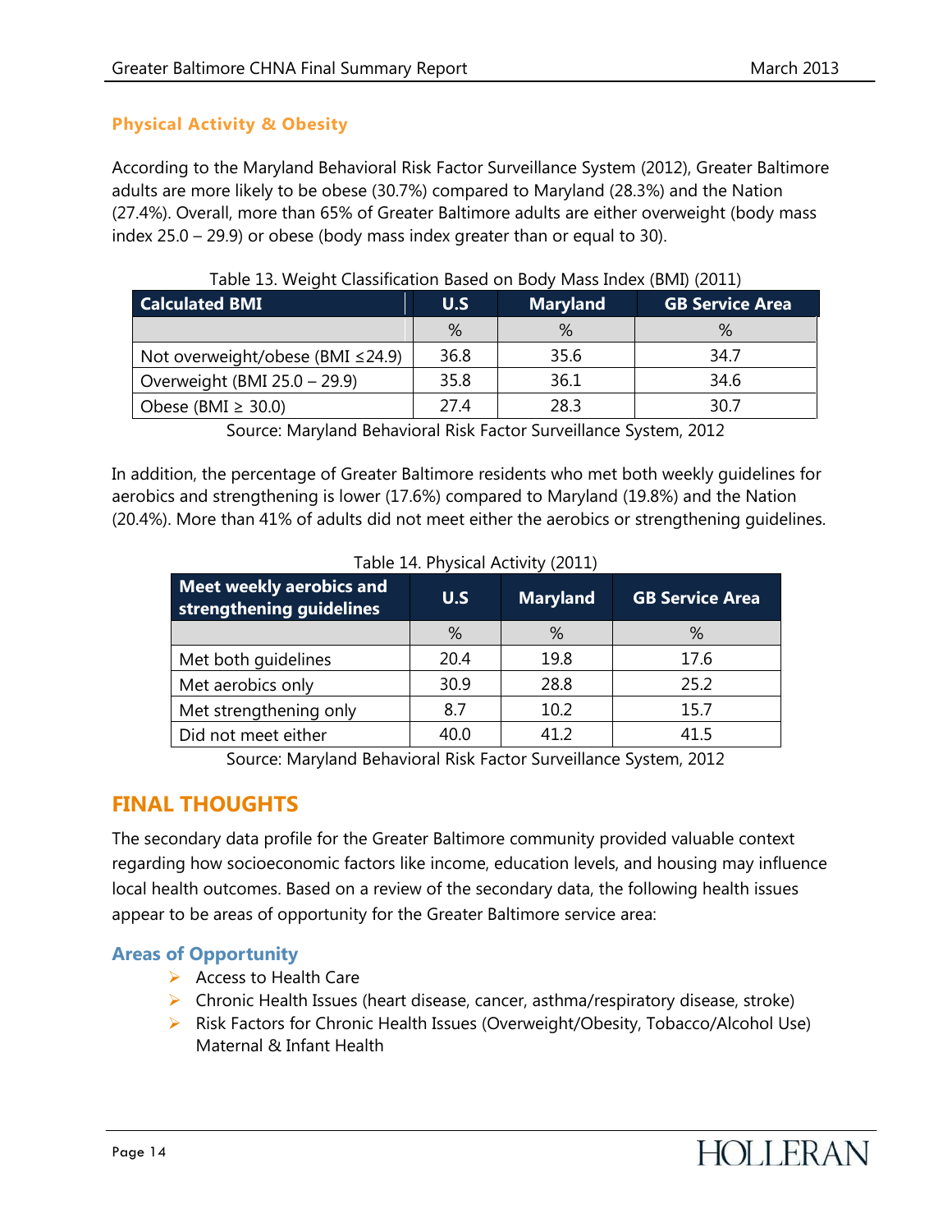### Physical Activity & Obesity

According to the Maryland Behavioral Risk Factor Surveillance System (2012), Greater Baltimore adults are more likely to be obese (30.7%) compared to Maryland (28.3%) and the Nation (27.4%). Overall, more than 65% of Greater Baltimore adults are either overweight (body mass index 25.0 – 29.9) or obese (body mass index greater than or equal to 30).

Table 13. Weight Classification Based on Body Mass Index (BMI) (2011)

| Calculated BMI | U.S | Maryland | GB Service Area |
|---|---|---|---|
| | % | % | % |
| Not overweight/obese (BMI ≤24.9) | 36.8 | 35.6 | 34.7 |
| Overweight (BMI 25.0 – 29.9) | 35.8 | 36.1 | 34.6 |
| Obese (BMI ≥ 30.0) | 27.4 | 28.3 | 30.7 |

Source: Maryland Behavioral Risk Factor Surveillance System, 2012

In addition, the percentage of Greater Baltimore residents who met both weekly guidelines for aerobics and strengthening is lower (17.6%) compared to Maryland (19.8%) and the Nation (20.4%). More than 41% of adults did not meet either the aerobics or strengthening guidelines.

Table 14. Physical Activity (2011)

| Meet weekly aerobics and strengthening guidelines | U.S | Maryland | GB Service Area |
|---|---|---|---|
| | % | % | % |
| Met both guidelines | 20.4 | 19.8 | 17.6 |
| Met aerobics only | 30.9 | 28.8 | 25.2 |
| Met strengthening only | 8.7 | 10.2 | 15.7 |
| Did not meet either | 40.0 | 41.2 | 41.5 |

Source: Maryland Behavioral Risk Factor Surveillance System, 2012

## FINAL THOUGHTS

The secondary data profile for the Greater Baltimore community provided valuable context regarding how socioeconomic factors like income, education levels, and housing may influence local health outcomes. Based on a review of the secondary data, the following health issues appear to be areas of opportunity for the Greater Baltimore service area:

### Areas of Opportunity

- Access to Health Care
- Chronic Health Issues (heart disease, cancer, asthma/respiratory disease, stroke)
- Risk Factors for Chronic Health Issues (Overweight/Obesity, Tobacco/Alcohol Use) Maternal & Infant Health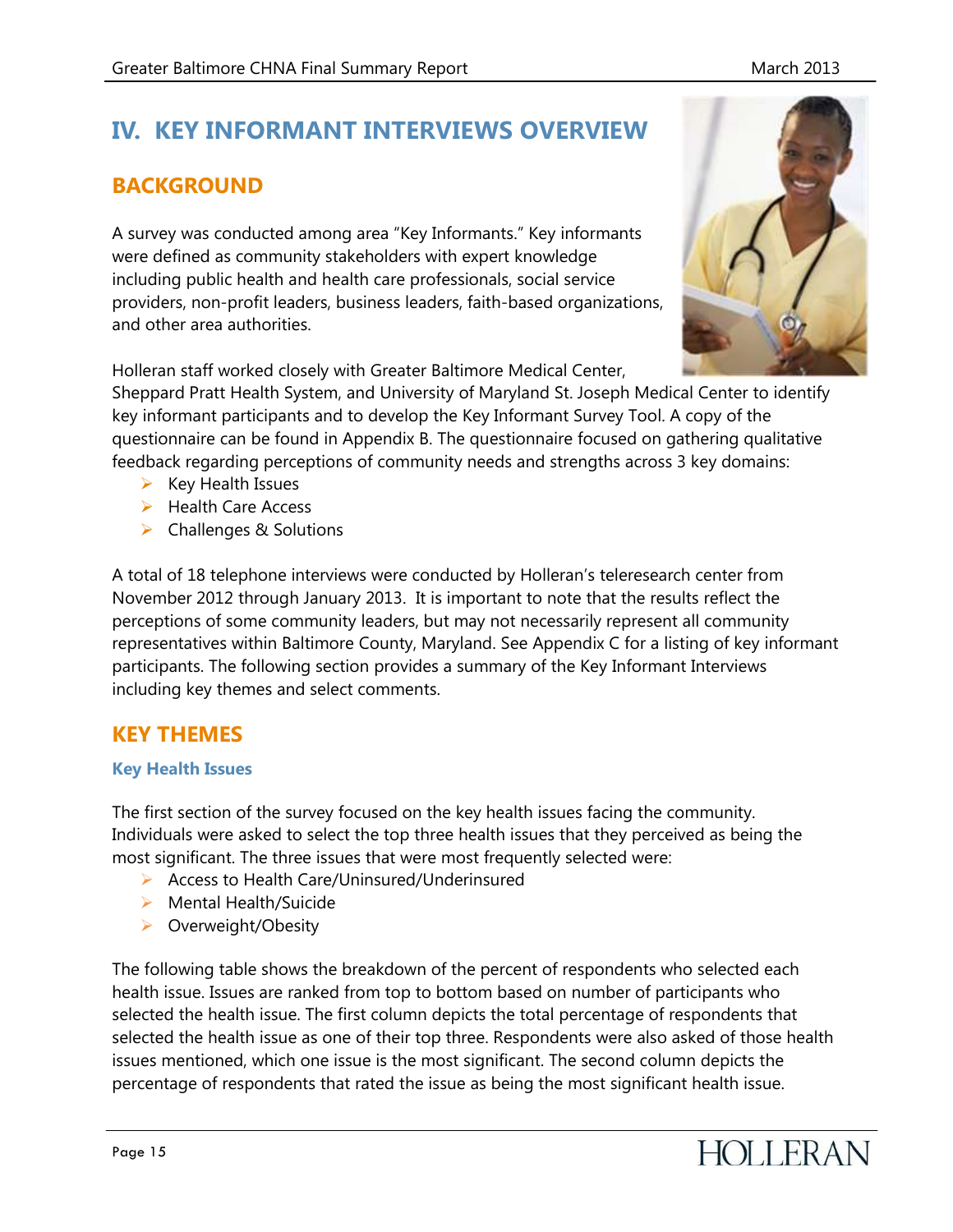# IV. KEY INFORMANT INTERVIEWS OVERVIEW

## BACKGROUND

A survey was conducted among area "Key Informants." Key informants were defined as community stakeholders with expert knowledge including public health and health care professionals, social service providers, non-profit leaders, business leaders, faith-based organizations, and other area authorities.

Holleran staff worked closely with Greater Baltimore Medical Center, Sheppard Pratt Health System, and University of Maryland St. Joseph Medical Center to identify key informant participants and to develop the Key Informant Survey Tool. A copy of the questionnaire can be found in Appendix B. The questionnaire focused on gathering qualitative feedback regarding perceptions of community needs and strengths across 3 key domains:

- Key Health Issues
- Health Care Access
- Challenges & Solutions

A total of 18 telephone interviews were conducted by Holleran's teleresearch center from November 2012 through January 2013. It is important to note that the results reflect the perceptions of some community leaders, but may not necessarily represent all community representatives within Baltimore County, Maryland. See Appendix C for a listing of key informant participants. The following section provides a summary of the Key Informant Interviews including key themes and select comments.

## KEY THEMES

### Key Health Issues

The first section of the survey focused on the key health issues facing the community. Individuals were asked to select the top three health issues that they perceived as being the most significant. The three issues that were most frequently selected were:

- Access to Health Care/Uninsured/Underinsured
- Mental Health/Suicide
- Overweight/Obesity

The following table shows the breakdown of the percent of respondents who selected each health issue. Issues are ranked from top to bottom based on number of participants who selected the health issue. The first column depicts the total percentage of respondents that selected the health issue as one of their top three. Respondents were also asked of those health issues mentioned, which one issue is the most significant. The second column depicts the percentage of respondents that rated the issue as being the most significant health issue.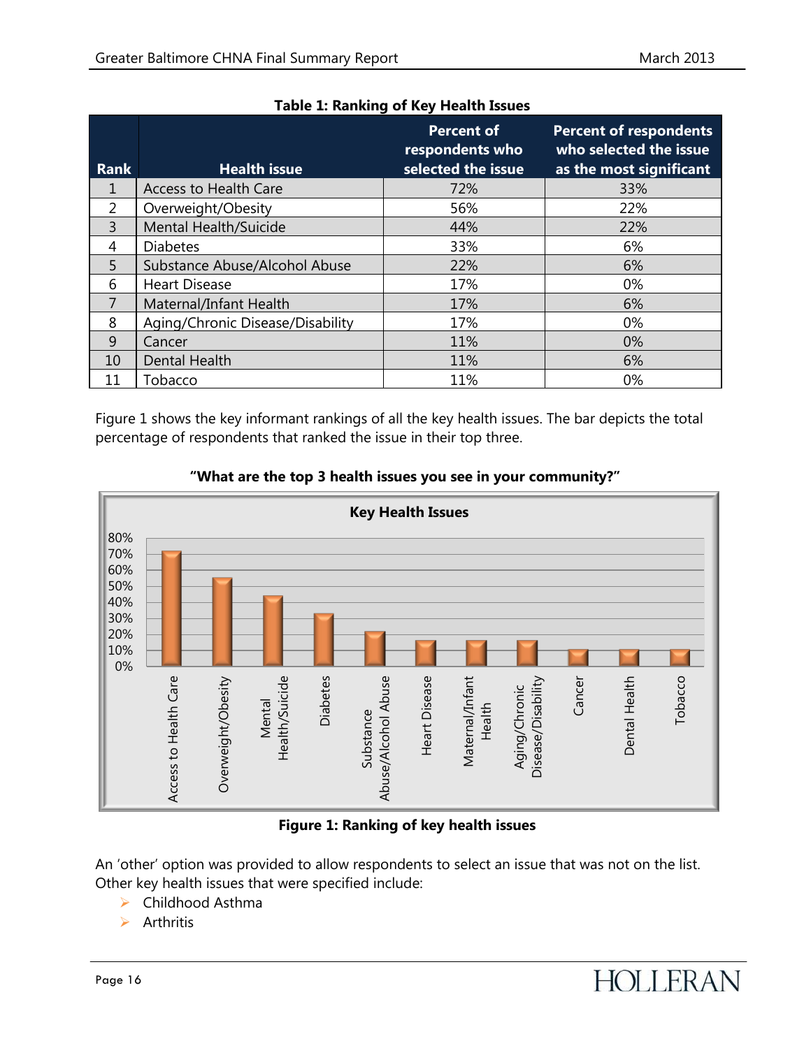**Table 1: Ranking of Key Health Issues**

| Rank | Health issue | Percent of respondents who selected the issue | Percent of respondents who selected the issue as the most significant |
|---|---|---|---|
| 1 | Access to Health Care | 72% | 33% |
| 2 | Overweight/Obesity | 56% | 22% |
| 3 | Mental Health/Suicide | 44% | 22% |
| 4 | Diabetes | 33% | 6% |
| 5 | Substance Abuse/Alcohol Abuse | 22% | 6% |
| 6 | Heart Disease | 17% | 0% |
| 7 | Maternal/Infant Health | 17% | 6% |
| 8 | Aging/Chronic Disease/Disability | 17% | 0% |
| 9 | Cancer | 11% | 0% |
| 10 | Dental Health | 11% | 6% |
| 11 | Tobacco | 11% | 0% |

Figure 1 shows the key informant rankings of all the key health issues. The bar depicts the total percentage of respondents that ranked the issue in their top three.

**"What are the top 3 health issues you see in your community?"**

**Key Health Issues**

| Health issue | Percent |
|---|---|
| Access to Health Care | 72% |
| Overweight/Obesity | 56% |
| Mental Health/Suicide | 44% |
| Diabetes | 33% |
| Substance Abuse/Alcohol Abuse | 22% |
| Heart Disease | 17% |
| Maternal/Infant Health | 17% |
| Aging/Chronic Disease/Disability | 17% |
| Cancer | 11% |
| Dental Health | 11% |
| Tobacco | 11% |

**Figure 1: Ranking of key health issues**

An 'other' option was provided to allow respondents to select an issue that was not on the list. Other key health issues that were specified include:

- Childhood Asthma
- Arthritis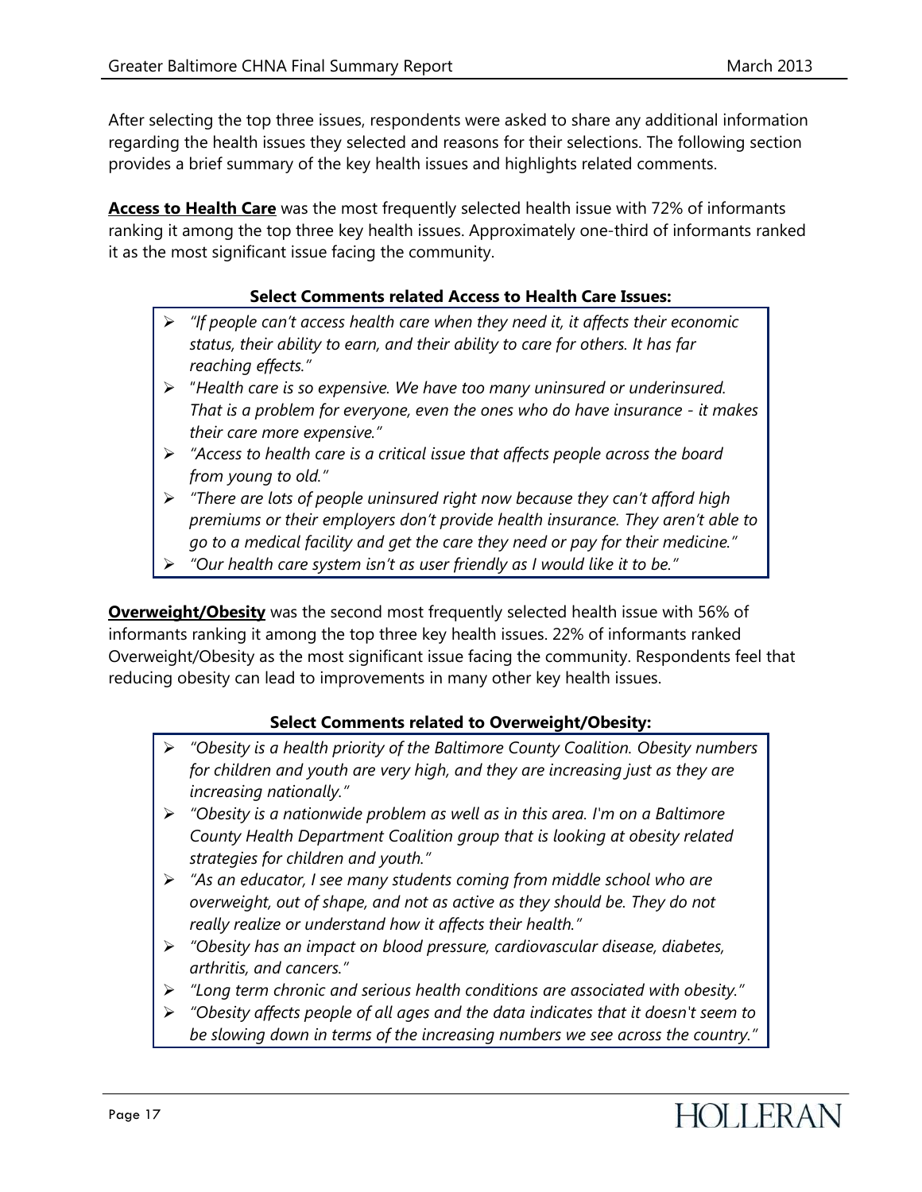After selecting the top three issues, respondents were asked to share any additional information regarding the health issues they selected and reasons for their selections. The following section provides a brief summary of the key health issues and highlights related comments.

**Access to Health Care** was the most frequently selected health issue with 72% of informants ranking it among the top three key health issues. Approximately one-third of informants ranked it as the most significant issue facing the community.

**Select Comments related Access to Health Care Issues:**

- *"If people can't access health care when they need it, it affects their economic status, their ability to earn, and their ability to care for others. It has far reaching effects."*
- *"Health care is so expensive. We have too many uninsured or underinsured. That is a problem for everyone, even the ones who do have insurance - it makes their care more expensive."*
- *"Access to health care is a critical issue that affects people across the board from young to old."*
- *"There are lots of people uninsured right now because they can't afford high premiums or their employers don't provide health insurance. They aren't able to go to a medical facility and get the care they need or pay for their medicine."*
- *"Our health care system isn't as user friendly as I would like it to be."*

**Overweight/Obesity** was the second most frequently selected health issue with 56% of informants ranking it among the top three key health issues. 22% of informants ranked Overweight/Obesity as the most significant issue facing the community. Respondents feel that reducing obesity can lead to improvements in many other key health issues.

**Select Comments related to Overweight/Obesity:**

- *"Obesity is a health priority of the Baltimore County Coalition. Obesity numbers for children and youth are very high, and they are increasing just as they are increasing nationally."*
- *"Obesity is a nationwide problem as well as in this area. I'm on a Baltimore County Health Department Coalition group that is looking at obesity related strategies for children and youth."*
- *"As an educator, I see many students coming from middle school who are overweight, out of shape, and not as active as they should be. They do not really realize or understand how it affects their health."*
- *"Obesity has an impact on blood pressure, cardiovascular disease, diabetes, arthritis, and cancers."*
- *"Long term chronic and serious health conditions are associated with obesity."*
- *"Obesity affects people of all ages and the data indicates that it doesn't seem to be slowing down in terms of the increasing numbers we see across the country."*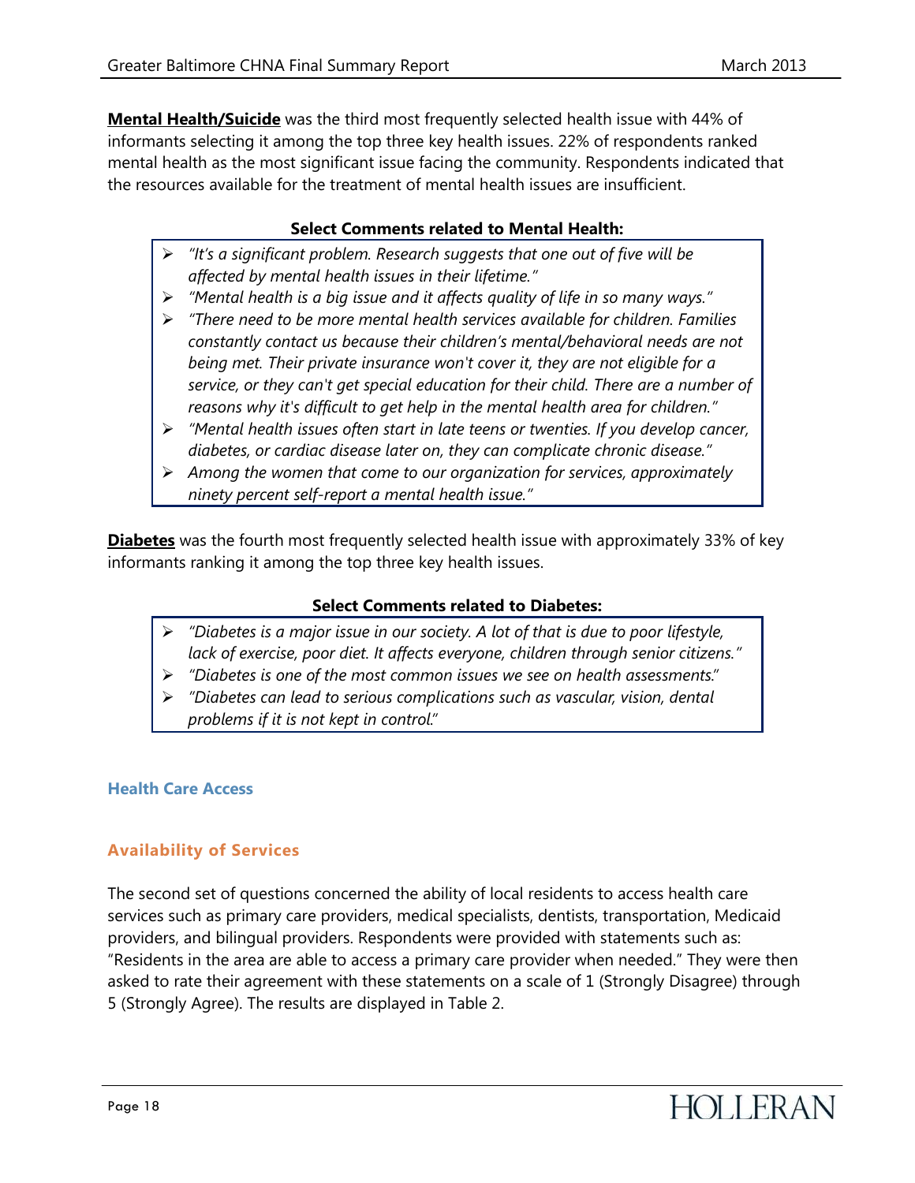**Mental Health/Suicide** was the third most frequently selected health issue with 44% of informants selecting it among the top three key health issues. 22% of respondents ranked mental health as the most significant issue facing the community. Respondents indicated that the resources available for the treatment of mental health issues are insufficient.

**Select Comments related to Mental Health:**

- *"It's a significant problem. Research suggests that one out of five will be affected by mental health issues in their lifetime."*
- *"Mental health is a big issue and it affects quality of life in so many ways."*
- *"There need to be more mental health services available for children. Families constantly contact us because their children's mental/behavioral needs are not being met. Their private insurance won't cover it, they are not eligible for a service, or they can't get special education for their child. There are a number of reasons why it's difficult to get help in the mental health area for children."*
- *"Mental health issues often start in late teens or twenties. If you develop cancer, diabetes, or cardiac disease later on, they can complicate chronic disease."*
- *Among the women that come to our organization for services, approximately ninety percent self-report a mental health issue."*

**Diabetes** was the fourth most frequently selected health issue with approximately 33% of key informants ranking it among the top three key health issues.

**Select Comments related to Diabetes:**

- *"Diabetes is a major issue in our society. A lot of that is due to poor lifestyle, lack of exercise, poor diet. It affects everyone, children through senior citizens."*
- *"Diabetes is one of the most common issues we see on health assessments."*
- *"Diabetes can lead to serious complications such as vascular, vision, dental problems if it is not kept in control."*

### Health Care Access

#### Availability of Services

The second set of questions concerned the ability of local residents to access health care services such as primary care providers, medical specialists, dentists, transportation, Medicaid providers, and bilingual providers. Respondents were provided with statements such as: "Residents in the area are able to access a primary care provider when needed." They were then asked to rate their agreement with these statements on a scale of 1 (Strongly Disagree) through 5 (Strongly Agree). The results are displayed in Table 2.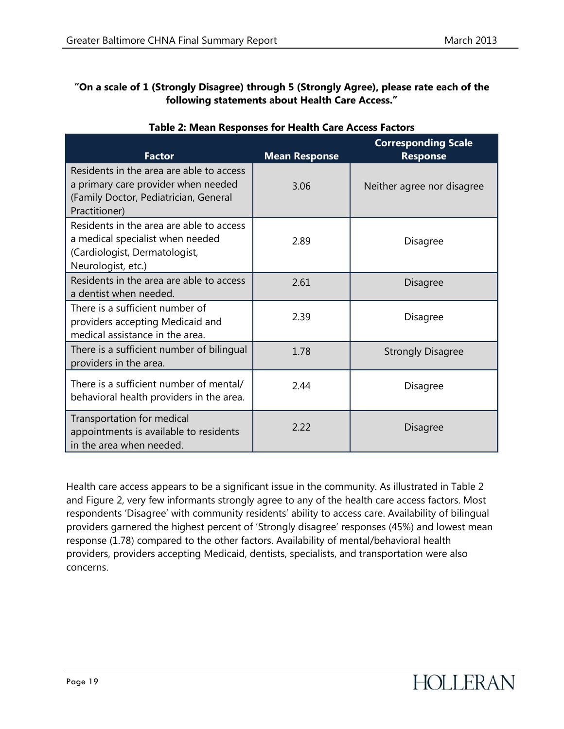**"On a scale of 1 (Strongly Disagree) through 5 (Strongly Agree), please rate each of the following statements about Health Care Access."**

**Table 2: Mean Responses for Health Care Access Factors**

| Factor | Mean Response | Corresponding Scale Response |
|---|---|---|
| Residents in the area are able to access a primary care provider when needed (Family Doctor, Pediatrician, General Practitioner) | 3.06 | Neither agree nor disagree |
| Residents in the area are able to access a medical specialist when needed (Cardiologist, Dermatologist, Neurologist, etc.) | 2.89 | Disagree |
| Residents in the area are able to access a dentist when needed. | 2.61 | Disagree |
| There is a sufficient number of providers accepting Medicaid and medical assistance in the area. | 2.39 | Disagree |
| There is a sufficient number of bilingual providers in the area. | 1.78 | Strongly Disagree |
| There is a sufficient number of mental/ behavioral health providers in the area. | 2.44 | Disagree |
| Transportation for medical appointments is available to residents in the area when needed. | 2.22 | Disagree |

Health care access appears to be a significant issue in the community. As illustrated in Table 2 and Figure 2, very few informants strongly agree to any of the health care access factors. Most respondents 'Disagree' with community residents' ability to access care. Availability of bilingual providers garnered the highest percent of 'Strongly disagree' responses (45%) and lowest mean response (1.78) compared to the other factors. Availability of mental/behavioral health providers, providers accepting Medicaid, dentists, specialists, and transportation were also concerns.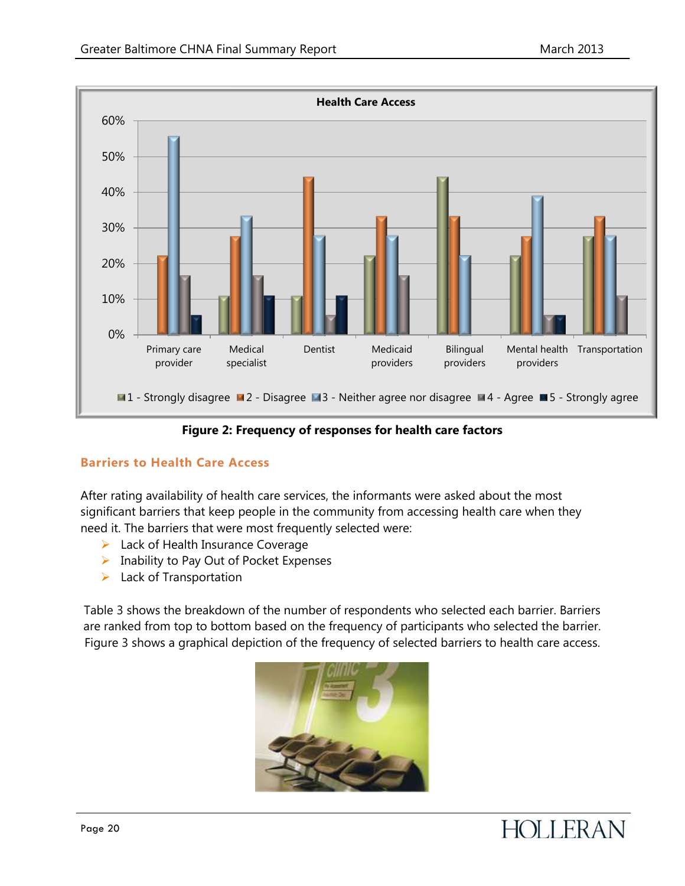Figure 2: Frequency of responses for health care factors

## Barriers to Health Care Access

After rating availability of health care services, the informants were asked about the most significant barriers that keep people in the community from accessing health care when they need it. The barriers that were most frequently selected were:

- Lack of Health Insurance Coverage
- Inability to Pay Out of Pocket Expenses
- Lack of Transportation

Table 3 shows the breakdown of the number of respondents who selected each barrier. Barriers are ranked from top to bottom based on the frequency of participants who selected the barrier. Figure 3 shows a graphical depiction of the frequency of selected barriers to health care access.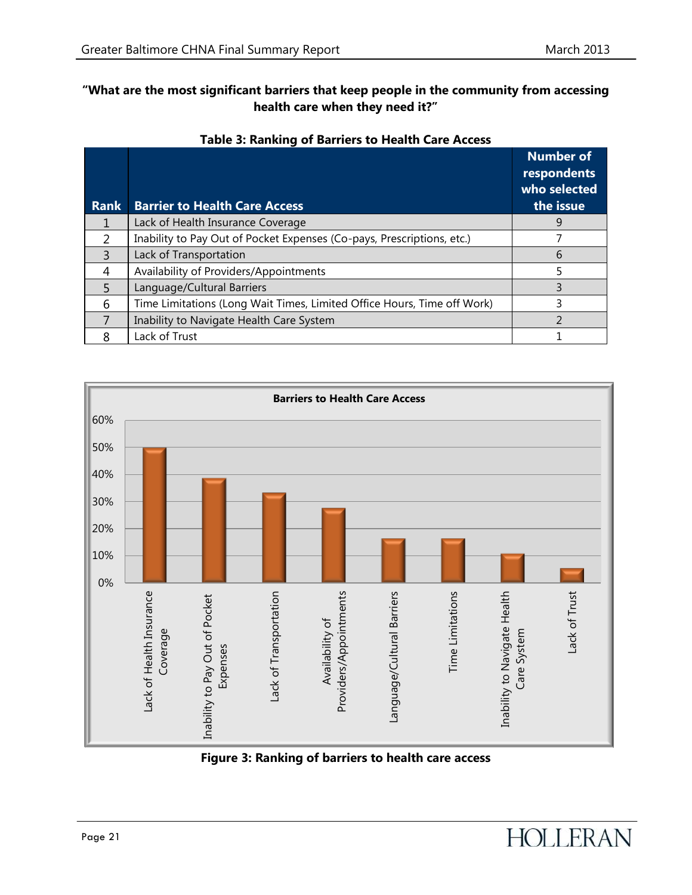**"What are the most significant barriers that keep people in the community from accessing health care when they need it?"**

**Table 3: Ranking of Barriers to Health Care Access**

| Rank | Barrier to Health Care Access | Number of respondents who selected the issue |
|---|---|---|
| 1 | Lack of Health Insurance Coverage | 9 |
| 2 | Inability to Pay Out of Pocket Expenses (Co-pays, Prescriptions, etc.) | 7 |
| 3 | Lack of Transportation | 6 |
| 4 | Availability of Providers/Appointments | 5 |
| 5 | Language/Cultural Barriers | 3 |
| 6 | Time Limitations (Long Wait Times, Limited Office Hours, Time off Work) | 3 |
| 7 | Inability to Navigate Health Care System | 2 |
| 8 | Lack of Trust | 1 |

**Figure 3: Ranking of barriers to health care access**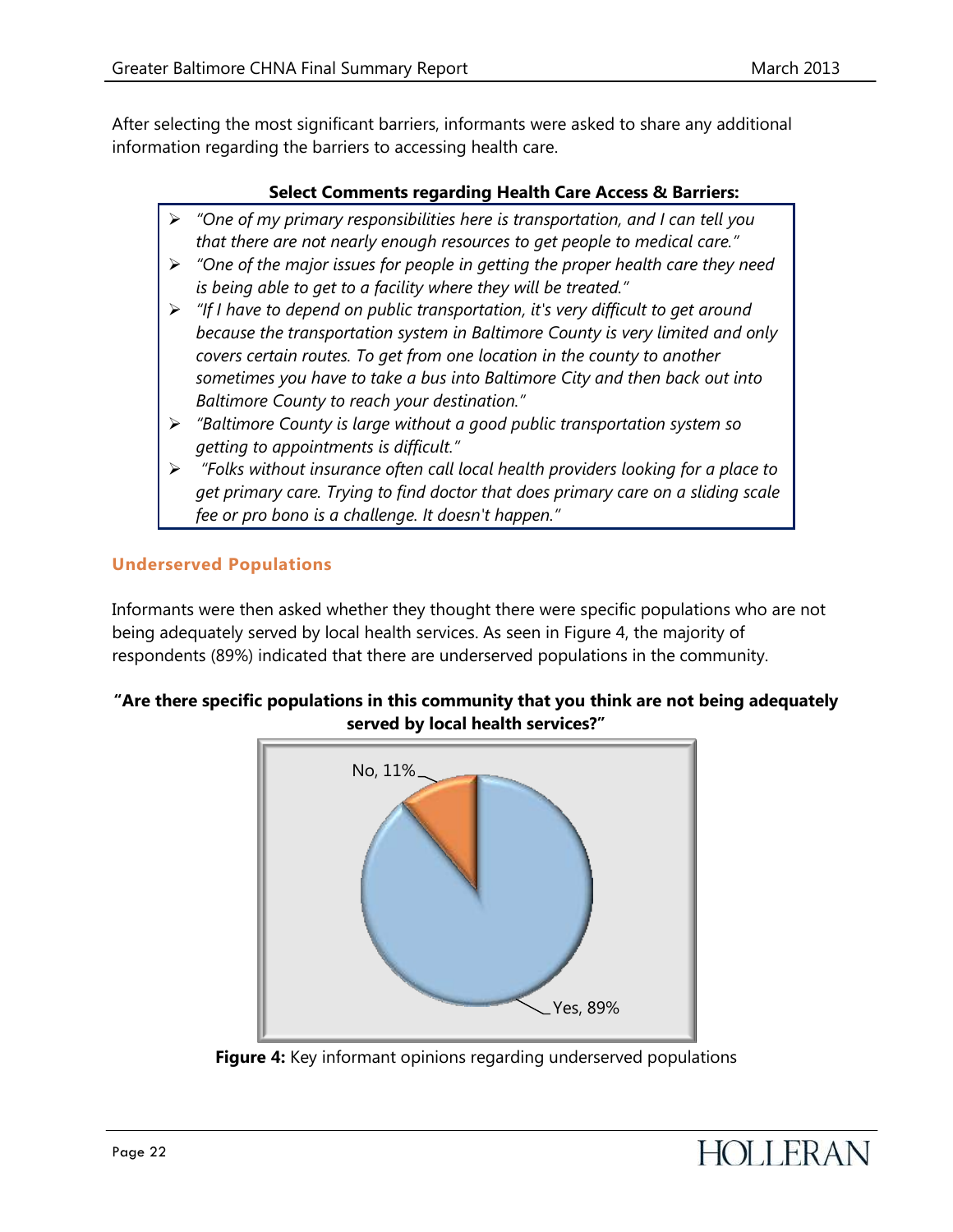After selecting the most significant barriers, informants were asked to share any additional information regarding the barriers to accessing health care.

**Select Comments regarding Health Care Access & Barriers:**

- *"One of my primary responsibilities here is transportation, and I can tell you that there are not nearly enough resources to get people to medical care."*
- *"One of the major issues for people in getting the proper health care they need is being able to get to a facility where they will be treated."*
- *"If I have to depend on public transportation, it's very difficult to get around because the transportation system in Baltimore County is very limited and only covers certain routes. To get from one location in the county to another sometimes you have to take a bus into Baltimore City and then back out into Baltimore County to reach your destination."*
- *"Baltimore County is large without a good public transportation system so getting to appointments is difficult."*
- *"Folks without insurance often call local health providers looking for a place to get primary care. Trying to find doctor that does primary care on a sliding scale fee or pro bono is a challenge. It doesn't happen."*

## Underserved Populations

Informants were then asked whether they thought there were specific populations who are not being adequately served by local health services. As seen in Figure 4, the majority of respondents (89%) indicated that there are underserved populations in the community.

**"Are there specific populations in this community that you think are not being adequately served by local health services?"**

No, 11%

Yes, 89%

**Figure 4:** Key informant opinions regarding underserved populations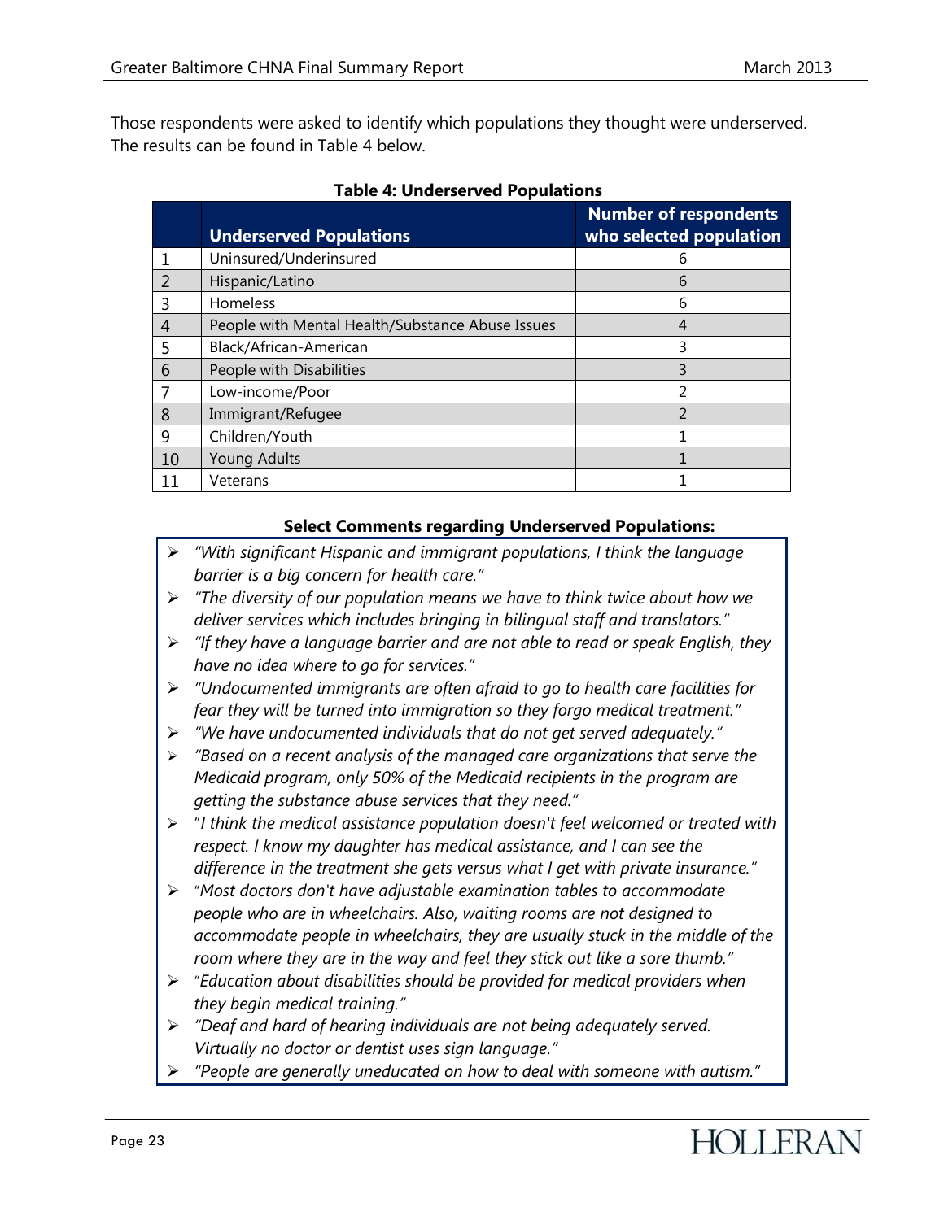Those respondents were asked to identify which populations they thought were underserved. The results can be found in Table 4 below.

**Table 4: Underserved Populations**

| | Underserved Populations | Number of respondents who selected population |
|---|---|---|
| 1 | Uninsured/Underinsured | 6 |
| 2 | Hispanic/Latino | 6 |
| 3 | Homeless | 6 |
| 4 | People with Mental Health/Substance Abuse Issues | 4 |
| 5 | Black/African-American | 3 |
| 6 | People with Disabilities | 3 |
| 7 | Low-income/Poor | 2 |
| 8 | Immigrant/Refugee | 2 |
| 9 | Children/Youth | 1 |
| 10 | Young Adults | 1 |
| 11 | Veterans | 1 |

**Select Comments regarding Underserved Populations:**

- *"With significant Hispanic and immigrant populations, I think the language barrier is a big concern for health care."*
- *"The diversity of our population means we have to think twice about how we deliver services which includes bringing in bilingual staff and translators."*
- *"If they have a language barrier and are not able to read or speak English, they have no idea where to go for services."*
- *"Undocumented immigrants are often afraid to go to health care facilities for fear they will be turned into immigration so they forgo medical treatment."*
- *"We have undocumented individuals that do not get served adequately."*
- *"Based on a recent analysis of the managed care organizations that serve the Medicaid program, only 50% of the Medicaid recipients in the program are getting the substance abuse services that they need."*
- *"I think the medical assistance population doesn't feel welcomed or treated with respect. I know my daughter has medical assistance, and I can see the difference in the treatment she gets versus what I get with private insurance."*
- *"Most doctors don't have adjustable examination tables to accommodate people who are in wheelchairs. Also, waiting rooms are not designed to accommodate people in wheelchairs, they are usually stuck in the middle of the room where they are in the way and feel they stick out like a sore thumb."*
- *"Education about disabilities should be provided for medical providers when they begin medical training."*
- *"Deaf and hard of hearing individuals are not being adequately served. Virtually no doctor or dentist uses sign language."*
- *"People are generally uneducated on how to deal with someone with autism."*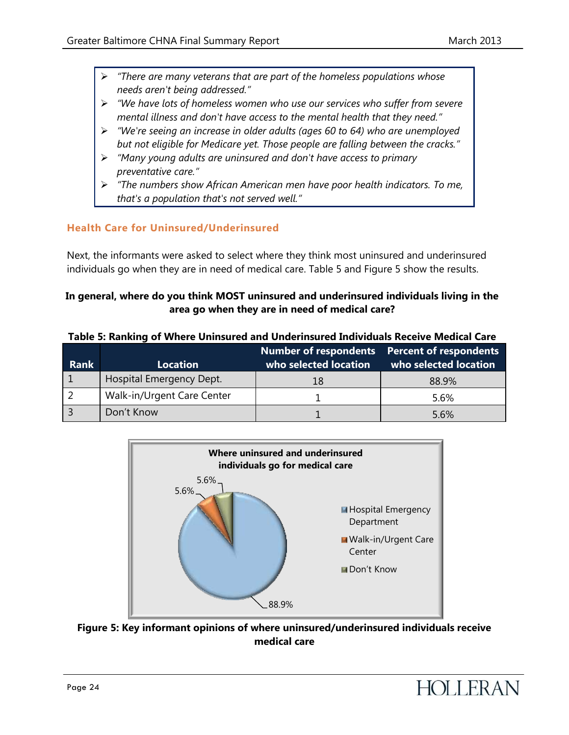- *"There are many veterans that are part of the homeless populations whose needs aren't being addressed."*
- *"We have lots of homeless women who use our services who suffer from severe mental illness and don't have access to the mental health that they need."*
- *"We're seeing an increase in older adults (ages 60 to 64) who are unemployed but not eligible for Medicare yet. Those people are falling between the cracks."*
- *"Many young adults are uninsured and don't have access to primary preventative care."*
- *"The numbers show African American men have poor health indicators. To me, that's a population that's not served well."*

### Health Care for Uninsured/Underinsured

Next, the informants were asked to select where they think most uninsured and underinsured individuals go when they are in need of medical care. Table 5 and Figure 5 show the results.

**In general, where do you think MOST uninsured and underinsured individuals living in the area go when they are in need of medical care?**

**Table 5: Ranking of Where Uninsured and Underinsured Individuals Receive Medical Care**

| Rank | Location | Number of respondents who selected location | Percent of respondents who selected location |
|---|---|---|---|
| 1 | Hospital Emergency Dept. | 18 | 88.9% |
| 2 | Walk-in/Urgent Care Center | 1 | 5.6% |
| 3 | Don't Know | 1 | 5.6% |

**Where uninsured and underinsured individuals go for medical care**

| Location | Percent |
|---|---|
| Hospital Emergency Department | 88.9% |
| Walk-in/Urgent Care Center | 5.6% |
| Don't Know | 5.6% |

**Figure 5: Key informant opinions of where uninsured/underinsured individuals receive medical care**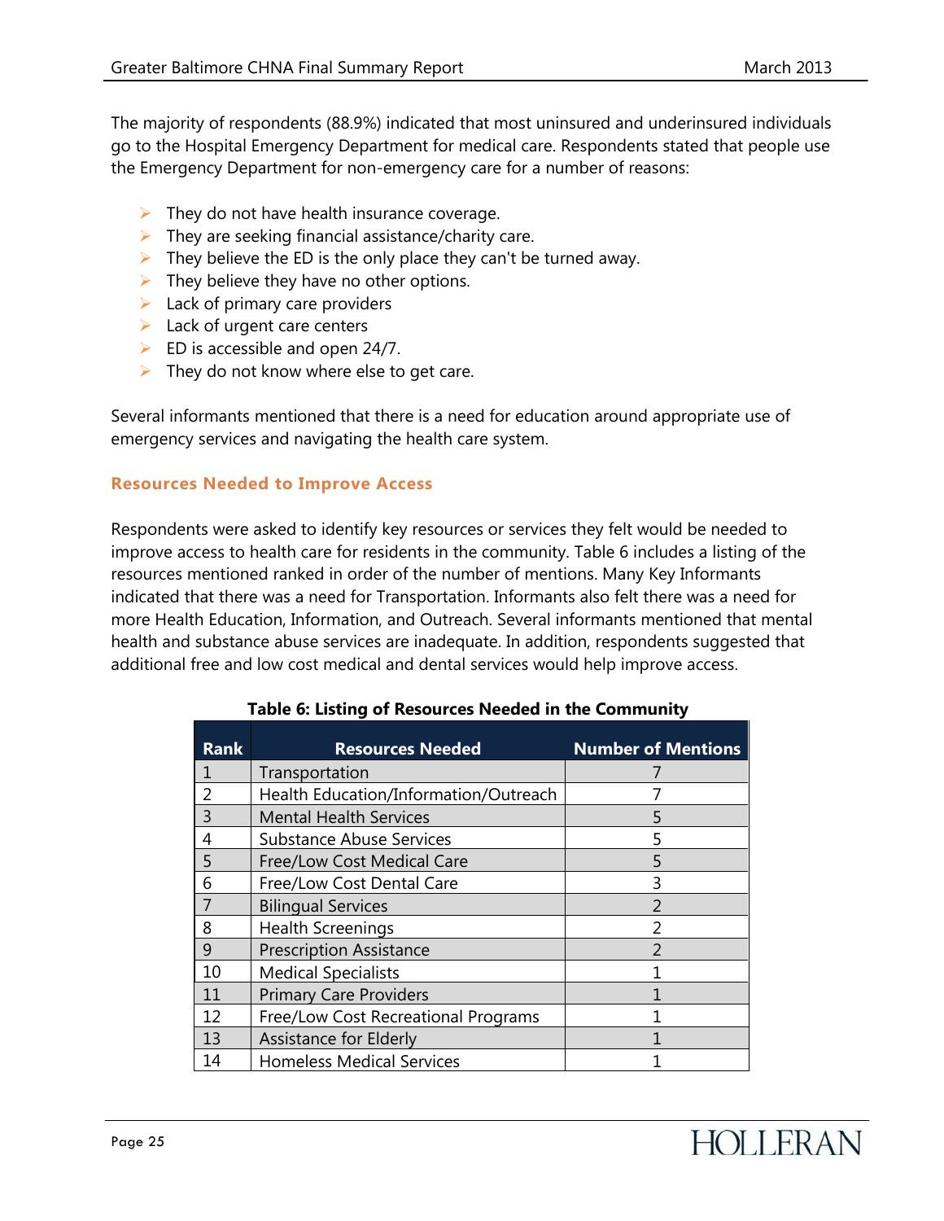The majority of respondents (88.9%) indicated that most uninsured and underinsured individuals go to the Hospital Emergency Department for medical care. Respondents stated that people use the Emergency Department for non-emergency care for a number of reasons:

- They do not have health insurance coverage.
- They are seeking financial assistance/charity care.
- They believe the ED is the only place they can't be turned away.
- They believe they have no other options.
- Lack of primary care providers
- Lack of urgent care centers
- ED is accessible and open 24/7.
- They do not know where else to get care.

Several informants mentioned that there is a need for education around appropriate use of emergency services and navigating the health care system.

### Resources Needed to Improve Access

Respondents were asked to identify key resources or services they felt would be needed to improve access to health care for residents in the community. Table 6 includes a listing of the resources mentioned ranked in order of the number of mentions. Many Key Informants indicated that there was a need for Transportation. Informants also felt there was a need for more Health Education, Information, and Outreach. Several informants mentioned that mental health and substance abuse services are inadequate. In addition, respondents suggested that additional free and low cost medical and dental services would help improve access.

**Table 6: Listing of Resources Needed in the Community**

| Rank | Resources Needed | Number of Mentions |
|---|---|---|
| 1 | Transportation | 7 |
| 2 | Health Education/Information/Outreach | 7 |
| 3 | Mental Health Services | 5 |
| 4 | Substance Abuse Services | 5 |
| 5 | Free/Low Cost Medical Care | 5 |
| 6 | Free/Low Cost Dental Care | 3 |
| 7 | Bilingual Services | 2 |
| 8 | Health Screenings | 2 |
| 9 | Prescription Assistance | 2 |
| 10 | Medical Specialists | 1 |
| 11 | Primary Care Providers | 1 |
| 12 | Free/Low Cost Recreational Programs | 1 |
| 13 | Assistance for Elderly | 1 |
| 14 | Homeless Medical Services | 1 |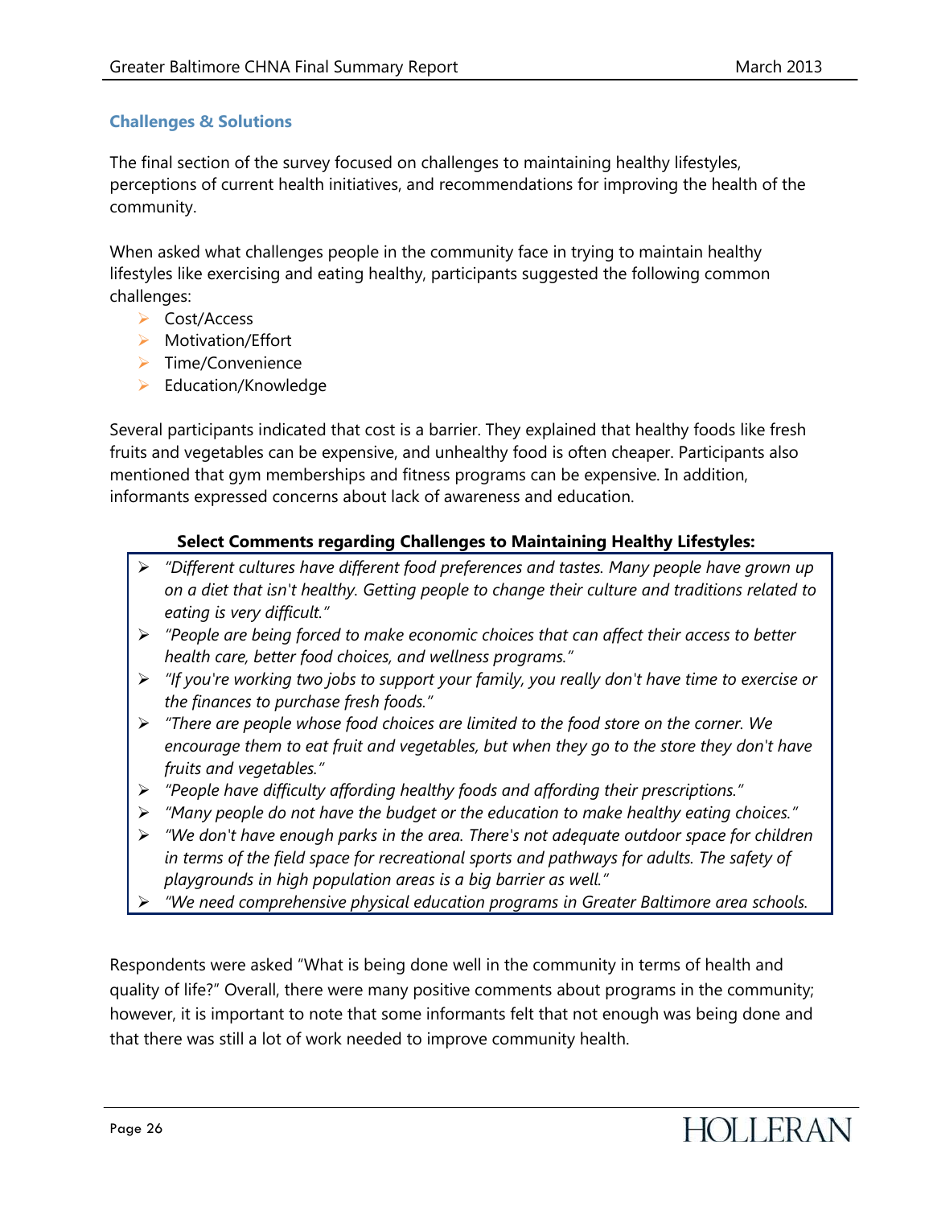## Challenges & Solutions

The final section of the survey focused on challenges to maintaining healthy lifestyles, perceptions of current health initiatives, and recommendations for improving the health of the community.

When asked what challenges people in the community face in trying to maintain healthy lifestyles like exercising and eating healthy, participants suggested the following common challenges:

- Cost/Access
- Motivation/Effort
- Time/Convenience
- Education/Knowledge

Several participants indicated that cost is a barrier. They explained that healthy foods like fresh fruits and vegetables can be expensive, and unhealthy food is often cheaper. Participants also mentioned that gym memberships and fitness programs can be expensive. In addition, informants expressed concerns about lack of awareness and education.

**Select Comments regarding Challenges to Maintaining Healthy Lifestyles:**

- *"Different cultures have different food preferences and tastes. Many people have grown up on a diet that isn't healthy. Getting people to change their culture and traditions related to eating is very difficult."*
- *"People are being forced to make economic choices that can affect their access to better health care, better food choices, and wellness programs."*
- *"If you're working two jobs to support your family, you really don't have time to exercise or the finances to purchase fresh foods."*
- *"There are people whose food choices are limited to the food store on the corner. We encourage them to eat fruit and vegetables, but when they go to the store they don't have fruits and vegetables."*
- *"People have difficulty affording healthy foods and affording their prescriptions."*
- *"Many people do not have the budget or the education to make healthy eating choices."*
- *"We don't have enough parks in the area. There's not adequate outdoor space for children in terms of the field space for recreational sports and pathways for adults. The safety of playgrounds in high population areas is a big barrier as well."*
- *"We need comprehensive physical education programs in Greater Baltimore area schools.*

Respondents were asked "What is being done well in the community in terms of health and quality of life?" Overall, there were many positive comments about programs in the community; however, it is important to note that some informants felt that not enough was being done and that there was still a lot of work needed to improve community health.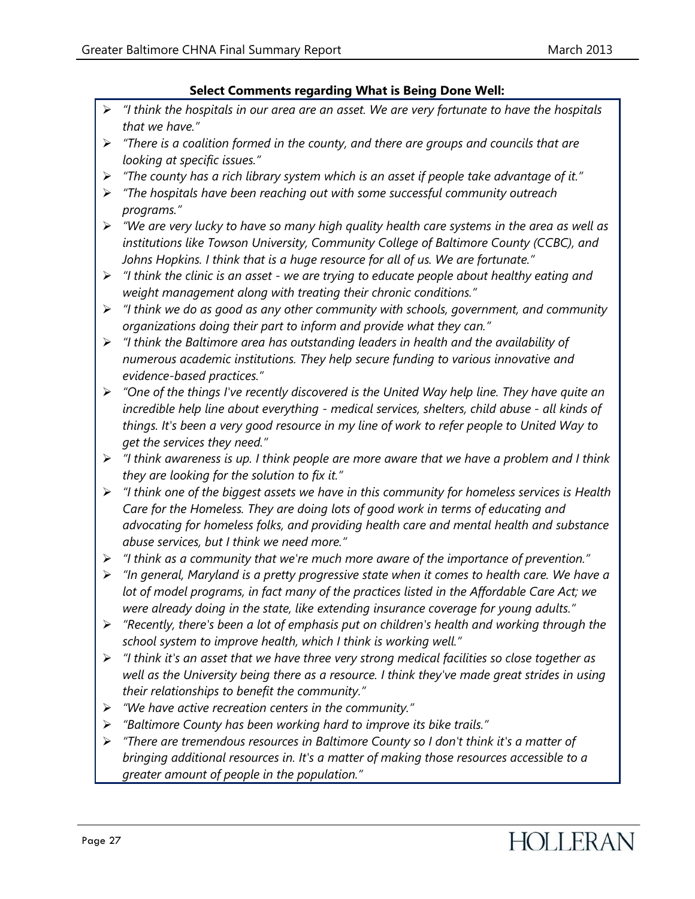**Select Comments regarding What is Being Done Well:**

- *"I think the hospitals in our area are an asset. We are very fortunate to have the hospitals that we have."*
- *"There is a coalition formed in the county, and there are groups and councils that are looking at specific issues."*
- *"The county has a rich library system which is an asset if people take advantage of it."*
- *"The hospitals have been reaching out with some successful community outreach programs."*
- *"We are very lucky to have so many high quality health care systems in the area as well as institutions like Towson University, Community College of Baltimore County (CCBC), and Johns Hopkins. I think that is a huge resource for all of us. We are fortunate."*
- *"I think the clinic is an asset - we are trying to educate people about healthy eating and weight management along with treating their chronic conditions."*
- *"I think we do as good as any other community with schools, government, and community organizations doing their part to inform and provide what they can."*
- *"I think the Baltimore area has outstanding leaders in health and the availability of numerous academic institutions. They help secure funding to various innovative and evidence-based practices."*
- *"One of the things I've recently discovered is the United Way help line. They have quite an incredible help line about everything - medical services, shelters, child abuse - all kinds of things. It's been a very good resource in my line of work to refer people to United Way to get the services they need."*
- *"I think awareness is up. I think people are more aware that we have a problem and I think they are looking for the solution to fix it."*
- *"I think one of the biggest assets we have in this community for homeless services is Health Care for the Homeless. They are doing lots of good work in terms of educating and advocating for homeless folks, and providing health care and mental health and substance abuse services, but I think we need more."*
- *"I think as a community that we're much more aware of the importance of prevention."*
- *"In general, Maryland is a pretty progressive state when it comes to health care. We have a lot of model programs, in fact many of the practices listed in the Affordable Care Act; we were already doing in the state, like extending insurance coverage for young adults."*
- *"Recently, there's been a lot of emphasis put on children's health and working through the school system to improve health, which I think is working well."*
- *"I think it's an asset that we have three very strong medical facilities so close together as well as the University being there as a resource. I think they've made great strides in using their relationships to benefit the community."*
- *"We have active recreation centers in the community."*
- *"Baltimore County has been working hard to improve its bike trails."*
- *"There are tremendous resources in Baltimore County so I don't think it's a matter of bringing additional resources in. It's a matter of making those resources accessible to a greater amount of people in the population."*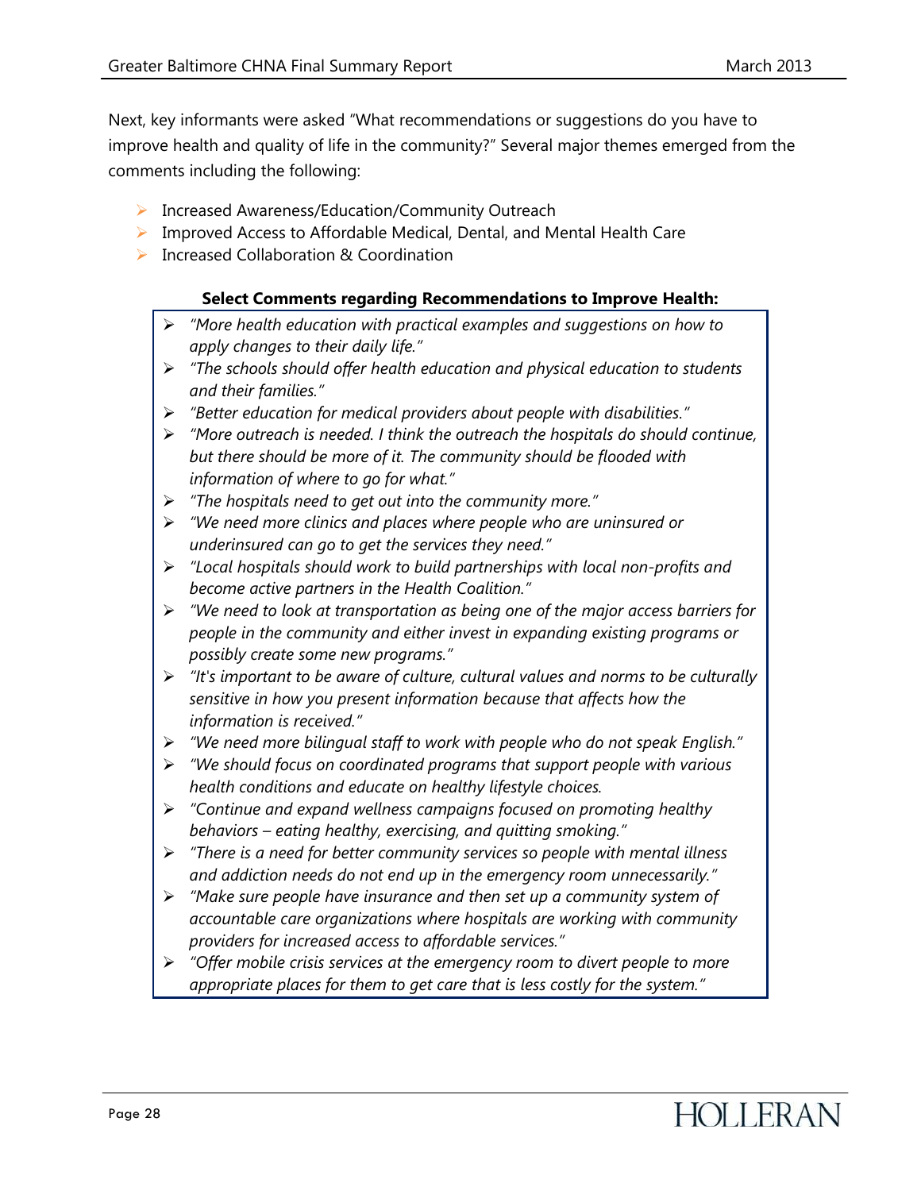Next, key informants were asked "What recommendations or suggestions do you have to improve health and quality of life in the community?" Several major themes emerged from the comments including the following:

- Increased Awareness/Education/Community Outreach
- Improved Access to Affordable Medical, Dental, and Mental Health Care
- Increased Collaboration & Coordination

**Select Comments regarding Recommendations to Improve Health:**

- *"More health education with practical examples and suggestions on how to apply changes to their daily life."*
- *"The schools should offer health education and physical education to students and their families."*
- *"Better education for medical providers about people with disabilities."*
- *"More outreach is needed. I think the outreach the hospitals do should continue, but there should be more of it. The community should be flooded with information of where to go for what."*
- *"The hospitals need to get out into the community more."*
- *"We need more clinics and places where people who are uninsured or underinsured can go to get the services they need."*
- *"Local hospitals should work to build partnerships with local non-profits and become active partners in the Health Coalition."*
- *"We need to look at transportation as being one of the major access barriers for people in the community and either invest in expanding existing programs or possibly create some new programs."*
- *"It's important to be aware of culture, cultural values and norms to be culturally sensitive in how you present information because that affects how the information is received."*
- *"We need more bilingual staff to work with people who do not speak English."*
- *"We should focus on coordinated programs that support people with various health conditions and educate on healthy lifestyle choices.*
- *"Continue and expand wellness campaigns focused on promoting healthy behaviors – eating healthy, exercising, and quitting smoking."*
- *"There is a need for better community services so people with mental illness and addiction needs do not end up in the emergency room unnecessarily."*
- *"Make sure people have insurance and then set up a community system of accountable care organizations where hospitals are working with community providers for increased access to affordable services."*
- *"Offer mobile crisis services at the emergency room to divert people to more appropriate places for them to get care that is less costly for the system."*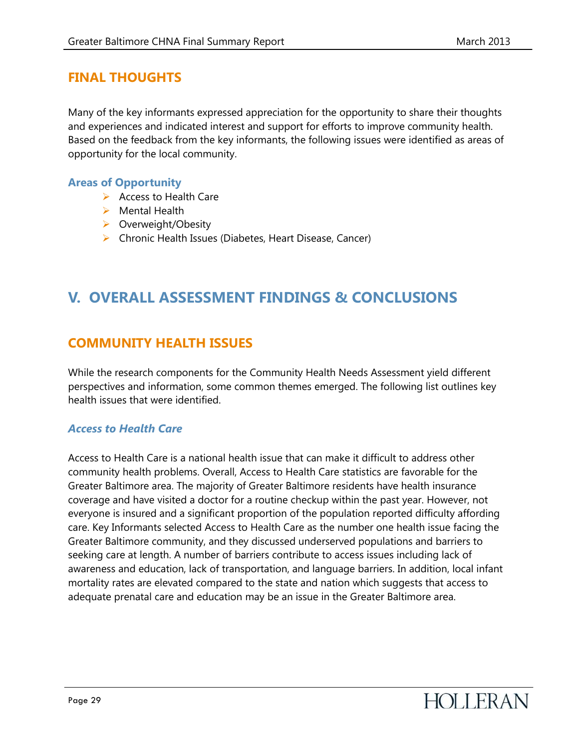## FINAL THOUGHTS

Many of the key informants expressed appreciation for the opportunity to share their thoughts and experiences and indicated interest and support for efforts to improve community health. Based on the feedback from the key informants, the following issues were identified as areas of opportunity for the local community.

### Areas of Opportunity

- Access to Health Care
- Mental Health
- Overweight/Obesity
- Chronic Health Issues (Diabetes, Heart Disease, Cancer)

# V. OVERALL ASSESSMENT FINDINGS & CONCLUSIONS

## COMMUNITY HEALTH ISSUES

While the research components for the Community Health Needs Assessment yield different perspectives and information, some common themes emerged. The following list outlines key health issues that were identified.

### *Access to Health Care*

Access to Health Care is a national health issue that can make it difficult to address other community health problems. Overall, Access to Health Care statistics are favorable for the Greater Baltimore area. The majority of Greater Baltimore residents have health insurance coverage and have visited a doctor for a routine checkup within the past year. However, not everyone is insured and a significant proportion of the population reported difficulty affording care. Key Informants selected Access to Health Care as the number one health issue facing the Greater Baltimore community, and they discussed underserved populations and barriers to seeking care at length. A number of barriers contribute to access issues including lack of awareness and education, lack of transportation, and language barriers. In addition, local infant mortality rates are elevated compared to the state and nation which suggests that access to adequate prenatal care and education may be an issue in the Greater Baltimore area.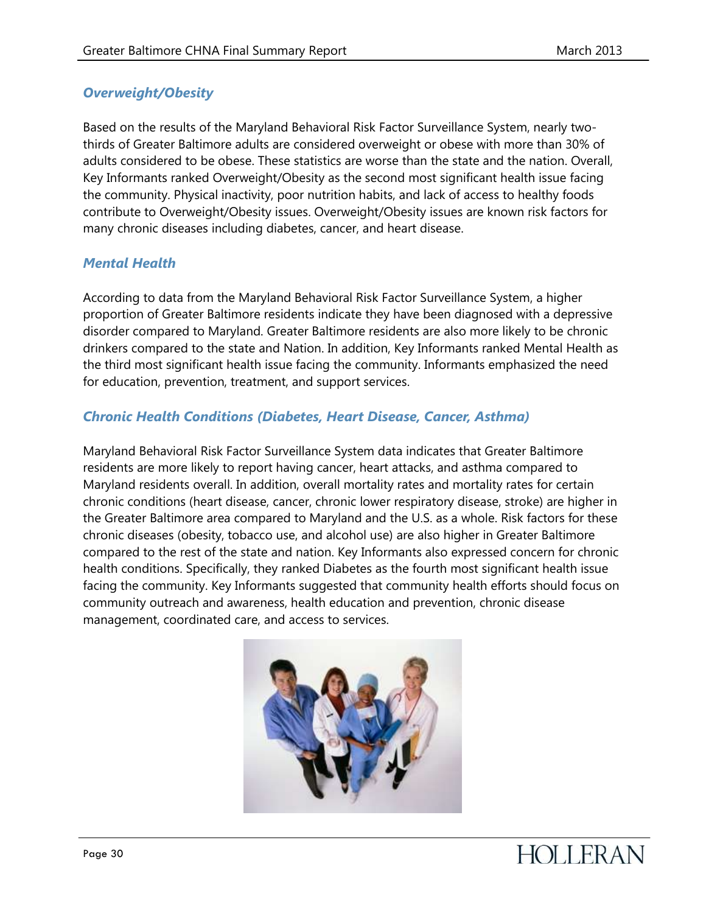### *Overweight/Obesity*

Based on the results of the Maryland Behavioral Risk Factor Surveillance System, nearly two-thirds of Greater Baltimore adults are considered overweight or obese with more than 30% of adults considered to be obese. These statistics are worse than the state and the nation. Overall, Key Informants ranked Overweight/Obesity as the second most significant health issue facing the community. Physical inactivity, poor nutrition habits, and lack of access to healthy foods contribute to Overweight/Obesity issues. Overweight/Obesity issues are known risk factors for many chronic diseases including diabetes, cancer, and heart disease.

### *Mental Health*

According to data from the Maryland Behavioral Risk Factor Surveillance System, a higher proportion of Greater Baltimore residents indicate they have been diagnosed with a depressive disorder compared to Maryland. Greater Baltimore residents are also more likely to be chronic drinkers compared to the state and Nation. In addition, Key Informants ranked Mental Health as the third most significant health issue facing the community. Informants emphasized the need for education, prevention, treatment, and support services.

### *Chronic Health Conditions (Diabetes, Heart Disease, Cancer, Asthma)*

Maryland Behavioral Risk Factor Surveillance System data indicates that Greater Baltimore residents are more likely to report having cancer, heart attacks, and asthma compared to Maryland residents overall. In addition, overall mortality rates and mortality rates for certain chronic conditions (heart disease, cancer, chronic lower respiratory disease, stroke) are higher in the Greater Baltimore area compared to Maryland and the U.S. as a whole. Risk factors for these chronic diseases (obesity, tobacco use, and alcohol use) are also higher in Greater Baltimore compared to the rest of the state and nation. Key Informants also expressed concern for chronic health conditions. Specifically, they ranked Diabetes as the fourth most significant health issue facing the community. Key Informants suggested that community health efforts should focus on community outreach and awareness, health education and prevention, chronic disease management, coordinated care, and access to services.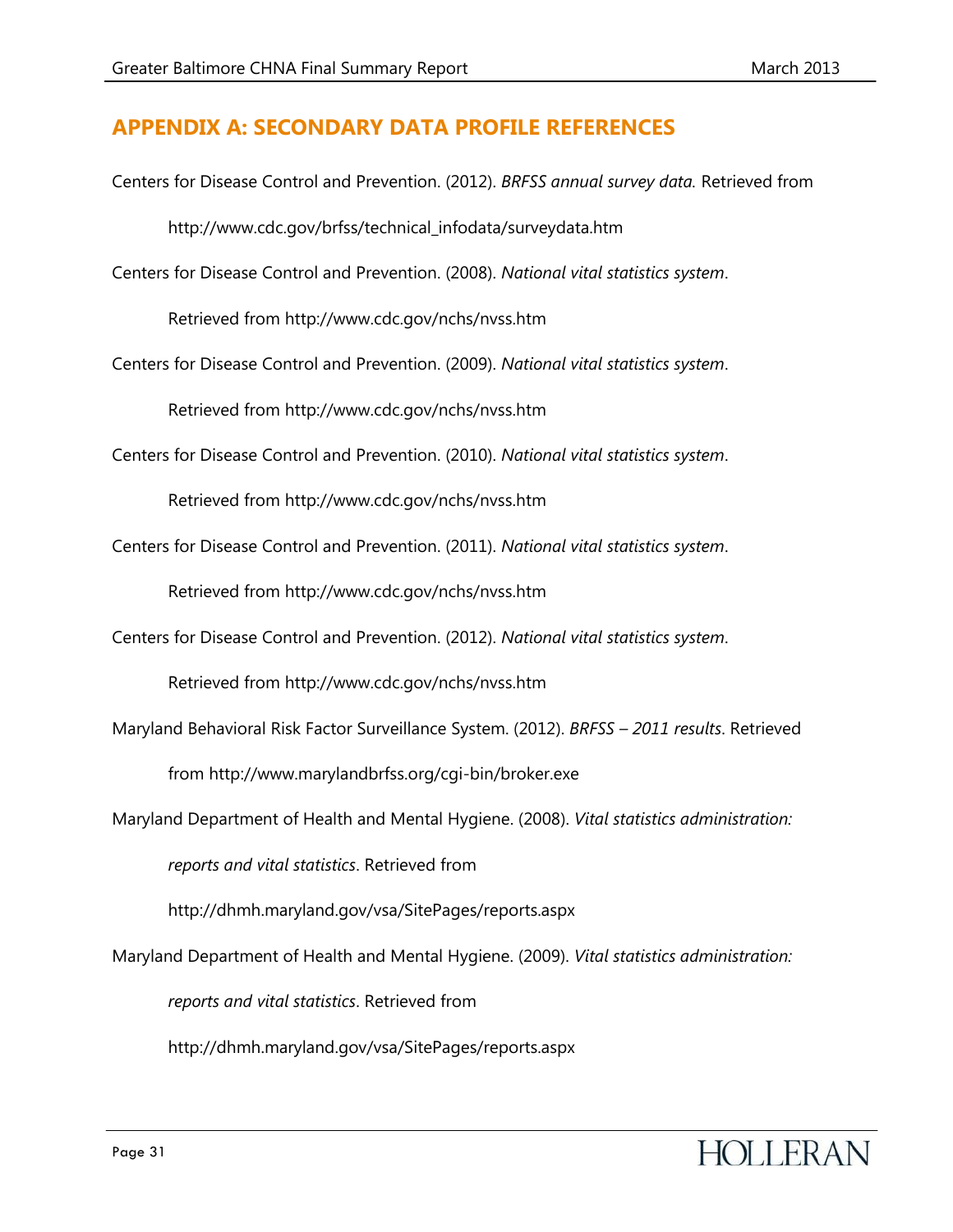## APPENDIX A: SECONDARY DATA PROFILE REFERENCES

Centers for Disease Control and Prevention. (2012). *BRFSS annual survey data.* Retrieved from http://www.cdc.gov/brfss/technical_infodata/surveydata.htm

Centers for Disease Control and Prevention. (2008). *National vital statistics system*. Retrieved from http://www.cdc.gov/nchs/nvss.htm

Centers for Disease Control and Prevention. (2009). *National vital statistics system*. Retrieved from http://www.cdc.gov/nchs/nvss.htm

Centers for Disease Control and Prevention. (2010). *National vital statistics system*. Retrieved from http://www.cdc.gov/nchs/nvss.htm

Centers for Disease Control and Prevention. (2011). *National vital statistics system*. Retrieved from http://www.cdc.gov/nchs/nvss.htm

Centers for Disease Control and Prevention. (2012). *National vital statistics system*. Retrieved from http://www.cdc.gov/nchs/nvss.htm

Maryland Behavioral Risk Factor Surveillance System. (2012). *BRFSS – 2011 results*. Retrieved from http://www.marylandbrfss.org/cgi-bin/broker.exe

Maryland Department of Health and Mental Hygiene. (2008). *Vital statistics administration: reports and vital statistics*. Retrieved from http://dhmh.maryland.gov/vsa/SitePages/reports.aspx

Maryland Department of Health and Mental Hygiene. (2009). *Vital statistics administration: reports and vital statistics*. Retrieved from http://dhmh.maryland.gov/vsa/SitePages/reports.aspx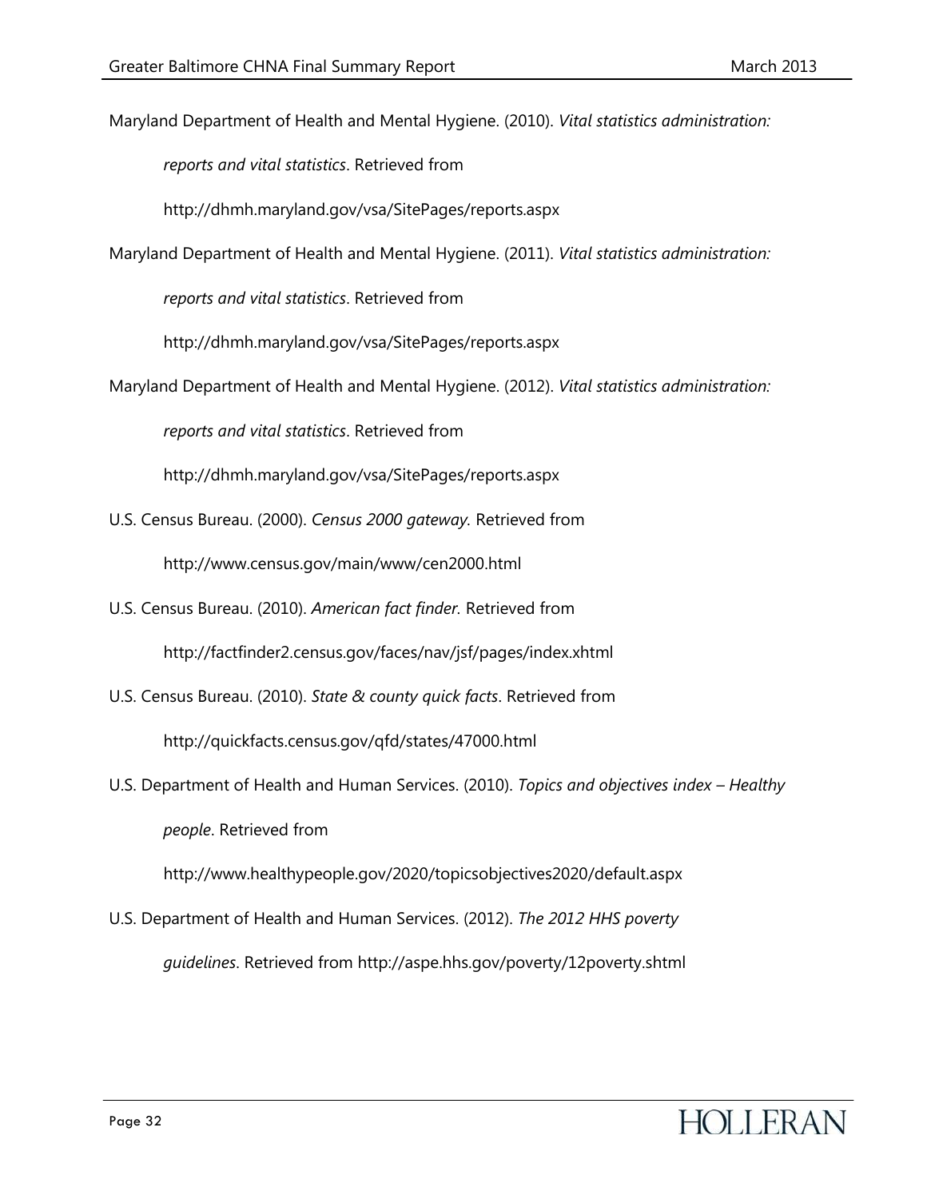Maryland Department of Health and Mental Hygiene. (2010). *Vital statistics administration: reports and vital statistics*. Retrieved from http://dhmh.maryland.gov/vsa/SitePages/reports.aspx

Maryland Department of Health and Mental Hygiene. (2011). *Vital statistics administration: reports and vital statistics*. Retrieved from http://dhmh.maryland.gov/vsa/SitePages/reports.aspx

Maryland Department of Health and Mental Hygiene. (2012). *Vital statistics administration: reports and vital statistics*. Retrieved from http://dhmh.maryland.gov/vsa/SitePages/reports.aspx

U.S. Census Bureau. (2000). *Census 2000 gateway.* Retrieved from http://www.census.gov/main/www/cen2000.html

U.S. Census Bureau. (2010). *American fact finder.* Retrieved from http://factfinder2.census.gov/faces/nav/jsf/pages/index.xhtml

U.S. Census Bureau. (2010). *State & county quick facts*. Retrieved from http://quickfacts.census.gov/qfd/states/47000.html

U.S. Department of Health and Human Services. (2010). *Topics and objectives index – Healthy people*. Retrieved from http://www.healthypeople.gov/2020/topicsobjectives2020/default.aspx

U.S. Department of Health and Human Services. (2012). *The 2012 HHS poverty guidelines*. Retrieved from http://aspe.hhs.gov/poverty/12poverty.shtml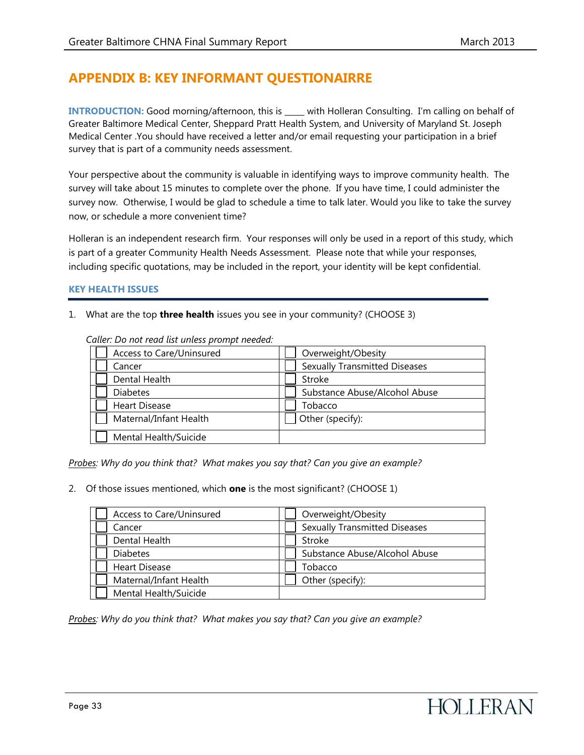# APPENDIX B: KEY INFORMANT QUESTIONAIRRE

**INTRODUCTION:** Good morning/afternoon, this is _____ with Holleran Consulting. I'm calling on behalf of Greater Baltimore Medical Center, Sheppard Pratt Health System, and University of Maryland St. Joseph Medical Center .You should have received a letter and/or email requesting your participation in a brief survey that is part of a community needs assessment.

Your perspective about the community is valuable in identifying ways to improve community health. The survey will take about 15 minutes to complete over the phone. If you have time, I could administer the survey now. Otherwise, I would be glad to schedule a time to talk later. Would you like to take the survey now, or schedule a more convenient time?

Holleran is an independent research firm. Your responses will only be used in a report of this study, which is part of a greater Community Health Needs Assessment. Please note that while your responses, including specific quotations, may be included in the report, your identity will be kept confidential.

## KEY HEALTH ISSUES

1. What are the top **three health** issues you see in your community? (CHOOSE 3)

*Caller: Do not read list unless prompt needed:*

| | |
|---|---|
| ☐ Access to Care/Uninsured | ☐ Overweight/Obesity |
| ☐ Cancer | ☐ Sexually Transmitted Diseases |
| ☐ Dental Health | ☐ Stroke |
| ☐ Diabetes | ☐ Substance Abuse/Alcohol Abuse |
| ☐ Heart Disease | ☐ Tobacco |
| ☐ Maternal/Infant Health | ☐ Other (specify): |
| ☐ Mental Health/Suicide | |

*Probes: Why do you think that? What makes you say that? Can you give an example?*

2. Of those issues mentioned, which **one** is the most significant? (CHOOSE 1)

| | |
|---|---|
| ☐ Access to Care/Uninsured | ☐ Overweight/Obesity |
| ☐ Cancer | ☐ Sexually Transmitted Diseases |
| ☐ Dental Health | ☐ Stroke |
| ☐ Diabetes | ☐ Substance Abuse/Alcohol Abuse |
| ☐ Heart Disease | ☐ Tobacco |
| ☐ Maternal/Infant Health | ☐ Other (specify): |
| ☐ Mental Health/Suicide | |

*Probes: Why do you think that? What makes you say that? Can you give an example?*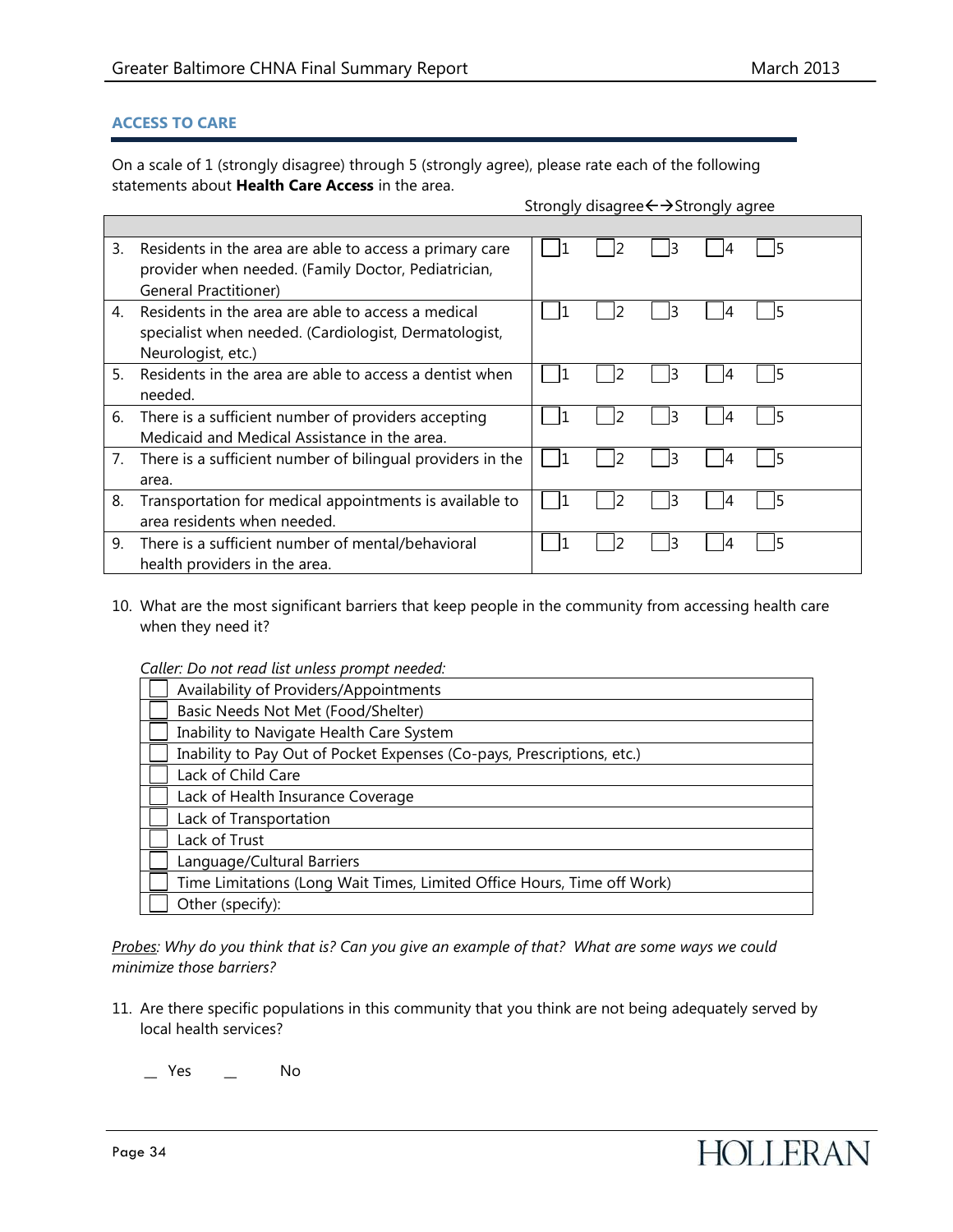### ACCESS TO CARE

On a scale of 1 (strongly disagree) through 5 (strongly agree), please rate each of the following statements about **Health Care Access** in the area.

| | Strongly disagree←→Strongly agree |
|---|---|
| 3. Residents in the area are able to access a primary care provider when needed. (Family Doctor, Pediatrician, General Practitioner) | ☐1 ☐2 ☐3 ☐4 ☐5 |
| 4. Residents in the area are able to access a medical specialist when needed. (Cardiologist, Dermatologist, Neurologist, etc.) | ☐1 ☐2 ☐3 ☐4 ☐5 |
| 5. Residents in the area are able to access a dentist when needed. | ☐1 ☐2 ☐3 ☐4 ☐5 |
| 6. There is a sufficient number of providers accepting Medicaid and Medical Assistance in the area. | ☐1 ☐2 ☐3 ☐4 ☐5 |
| 7. There is a sufficient number of bilingual providers in the area. | ☐1 ☐2 ☐3 ☐4 ☐5 |
| 8. Transportation for medical appointments is available to area residents when needed. | ☐1 ☐2 ☐3 ☐4 ☐5 |
| 9. There is a sufficient number of mental/behavioral health providers in the area. | ☐1 ☐2 ☐3 ☐4 ☐5 |

10. What are the most significant barriers that keep people in the community from accessing health care when they need it?

*Caller: Do not read list unless prompt needed:*

| | |
|---|---|
| ☐ | Availability of Providers/Appointments |
| ☐ | Basic Needs Not Met (Food/Shelter) |
| ☐ | Inability to Navigate Health Care System |
| ☐ | Inability to Pay Out of Pocket Expenses (Co-pays, Prescriptions, etc.) |
| ☐ | Lack of Child Care |
| ☐ | Lack of Health Insurance Coverage |
| ☐ | Lack of Transportation |
| ☐ | Lack of Trust |
| ☐ | Language/Cultural Barriers |
| ☐ | Time Limitations (Long Wait Times, Limited Office Hours, Time off Work) |
| ☐ | Other (specify): |

*Probes: Why do you think that is? Can you give an example of that? What are some ways we could minimize those barriers?*

11. Are there specific populations in this community that you think are not being adequately served by local health services?

__ Yes __ No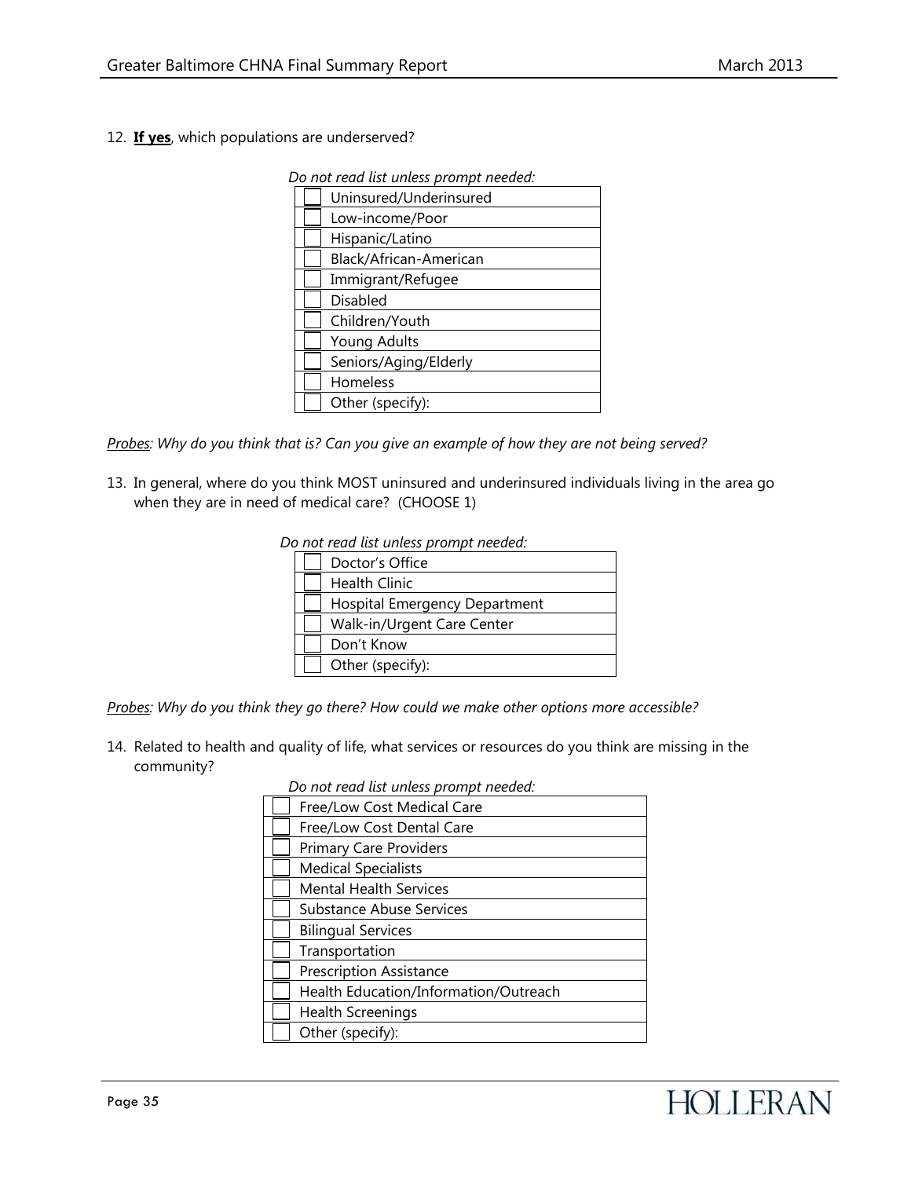12. **If yes**, which populations are underserved?

*Do not read list unless prompt needed:*

| | |
|---|---|
| ☐ | Uninsured/Underinsured |
| ☐ | Low-income/Poor |
| ☐ | Hispanic/Latino |
| ☐ | Black/African-American |
| ☐ | Immigrant/Refugee |
| ☐ | Disabled |
| ☐ | Children/Youth |
| ☐ | Young Adults |
| ☐ | Seniors/Aging/Elderly |
| ☐ | Homeless |
| ☐ | Other (specify): |

*Probes: Why do you think that is? Can you give an example of how they are not being served?*

13. In general, where do you think MOST uninsured and underinsured individuals living in the area go when they are in need of medical care? (CHOOSE 1)

*Do not read list unless prompt needed:*

| | |
|---|---|
| ☐ | Doctor's Office |
| ☐ | Health Clinic |
| ☐ | Hospital Emergency Department |
| ☐ | Walk-in/Urgent Care Center |
| ☐ | Don't Know |
| ☐ | Other (specify): |

*Probes: Why do you think they go there? How could we make other options more accessible?*

14. Related to health and quality of life, what services or resources do you think are missing in the community?

*Do not read list unless prompt needed:*

| | |
|---|---|
| ☐ | Free/Low Cost Medical Care |
| ☐ | Free/Low Cost Dental Care |
| ☐ | Primary Care Providers |
| ☐ | Medical Specialists |
| ☐ | Mental Health Services |
| ☐ | Substance Abuse Services |
| ☐ | Bilingual Services |
| ☐ | Transportation |
| ☐ | Prescription Assistance |
| ☐ | Health Education/Information/Outreach |
| ☐ | Health Screenings |
| ☐ | Other (specify): |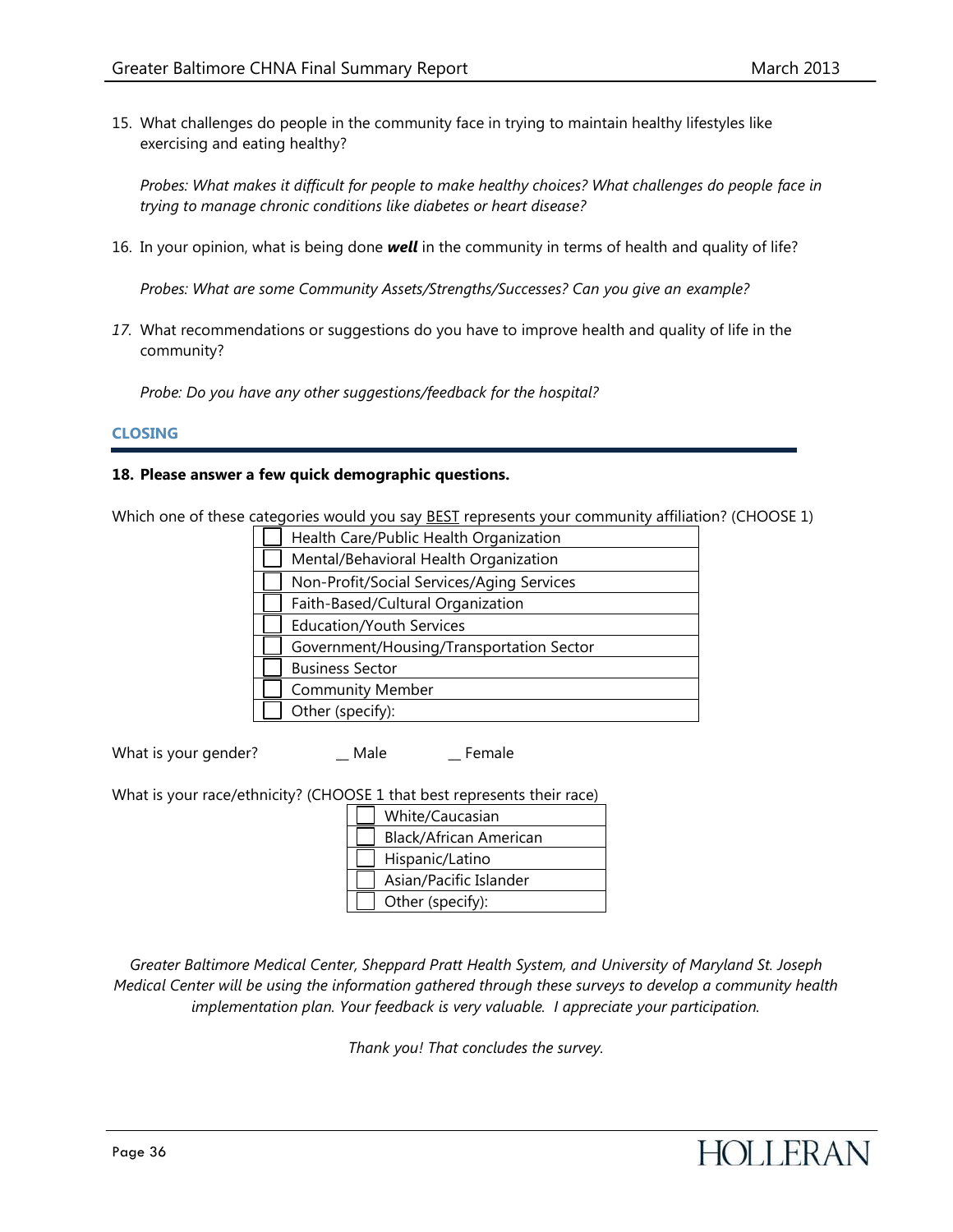15. What challenges do people in the community face in trying to maintain healthy lifestyles like exercising and eating healthy?

    *Probes: What makes it difficult for people to make healthy choices? What challenges do people face in trying to manage chronic conditions like diabetes or heart disease?*

16. In your opinion, what is being done ***well*** in the community in terms of health and quality of life?

    *Probes: What are some Community Assets/Strengths/Successes? Can you give an example?*

17. What recommendations or suggestions do you have to improve health and quality of life in the community?

    *Probe: Do you have any other suggestions/feedback for the hospital?*

## CLOSING

**18. Please answer a few quick demographic questions.**

Which one of these categories would you say BEST represents your community affiliation? (CHOOSE 1)

| | |
|---|---|
| ☐ | Health Care/Public Health Organization |
| ☐ | Mental/Behavioral Health Organization |
| ☐ | Non-Profit/Social Services/Aging Services |
| ☐ | Faith-Based/Cultural Organization |
| ☐ | Education/Youth Services |
| ☐ | Government/Housing/Transportation Sector |
| ☐ | Business Sector |
| ☐ | Community Member |
| ☐ | Other (specify): |

What is your gender? __ Male __ Female

What is your race/ethnicity? (CHOOSE 1 that best represents their race)

| | |
|---|---|
| ☐ | White/Caucasian |
| ☐ | Black/African American |
| ☐ | Hispanic/Latino |
| ☐ | Asian/Pacific Islander |
| ☐ | Other (specify): |

*Greater Baltimore Medical Center, Sheppard Pratt Health System, and University of Maryland St. Joseph Medical Center will be using the information gathered through these surveys to develop a community health implementation plan. Your feedback is very valuable. I appreciate your participation.*

*Thank you! That concludes the survey.*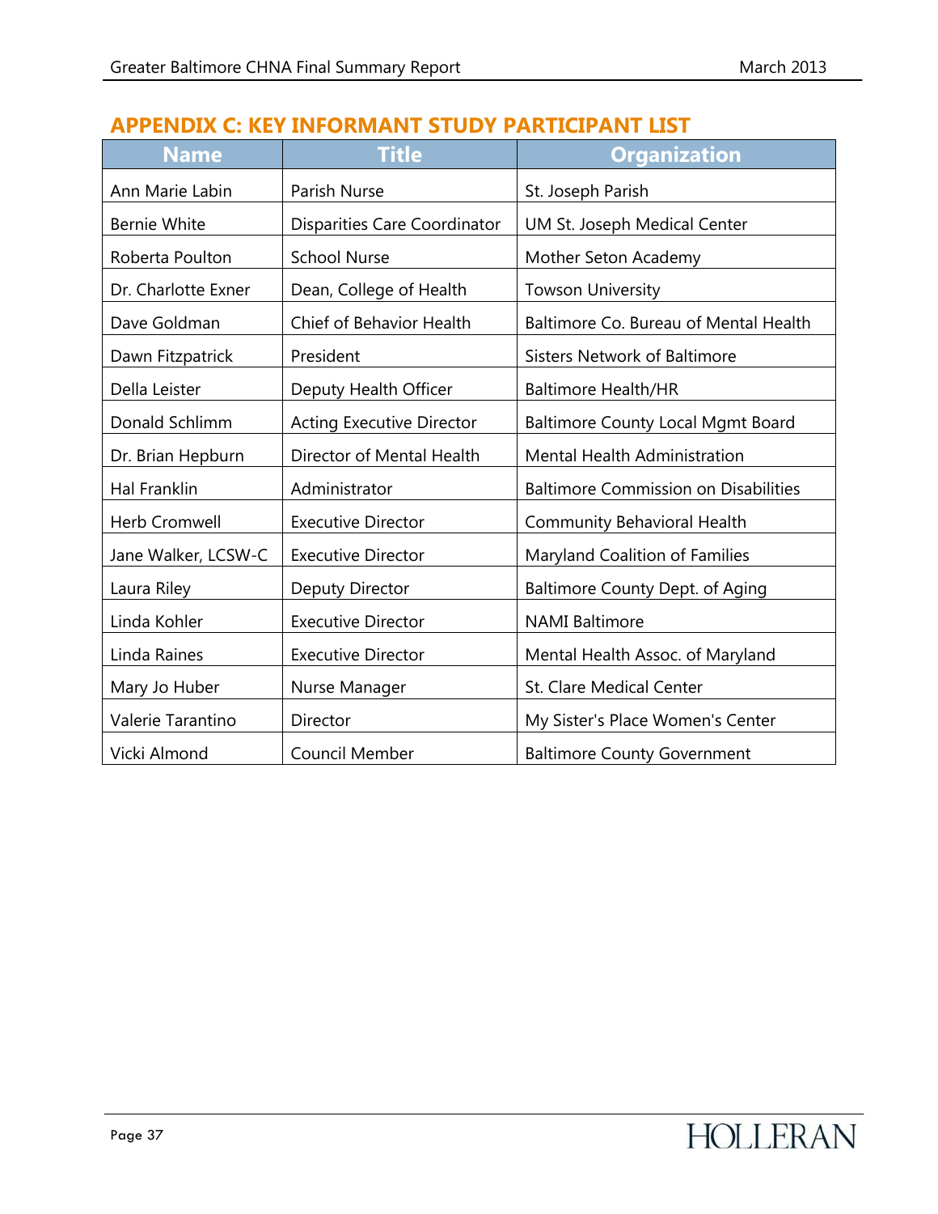## APPENDIX C: KEY INFORMANT STUDY PARTICIPANT LIST

| Name | Title | Organization |
|---|---|---|
| Ann Marie Labin | Parish Nurse | St. Joseph Parish |
| Bernie White | Disparities Care Coordinator | UM St. Joseph Medical Center |
| Roberta Poulton | School Nurse | Mother Seton Academy |
| Dr. Charlotte Exner | Dean, College of Health | Towson University |
| Dave Goldman | Chief of Behavior Health | Baltimore Co. Bureau of Mental Health |
| Dawn Fitzpatrick | President | Sisters Network of Baltimore |
| Della Leister | Deputy Health Officer | Baltimore Health/HR |
| Donald Schlimm | Acting Executive Director | Baltimore County Local Mgmt Board |
| Dr. Brian Hepburn | Director of Mental Health | Mental Health Administration |
| Hal Franklin | Administrator | Baltimore Commission on Disabilities |
| Herb Cromwell | Executive Director | Community Behavioral Health |
| Jane Walker, LCSW-C | Executive Director | Maryland Coalition of Families |
| Laura Riley | Deputy Director | Baltimore County Dept. of Aging |
| Linda Kohler | Executive Director | NAMI Baltimore |
| Linda Raines | Executive Director | Mental Health Assoc. of Maryland |
| Mary Jo Huber | Nurse Manager | St. Clare Medical Center |
| Valerie Tarantino | Director | My Sister's Place Women's Center |
| Vicki Almond | Council Member | Baltimore County Government |